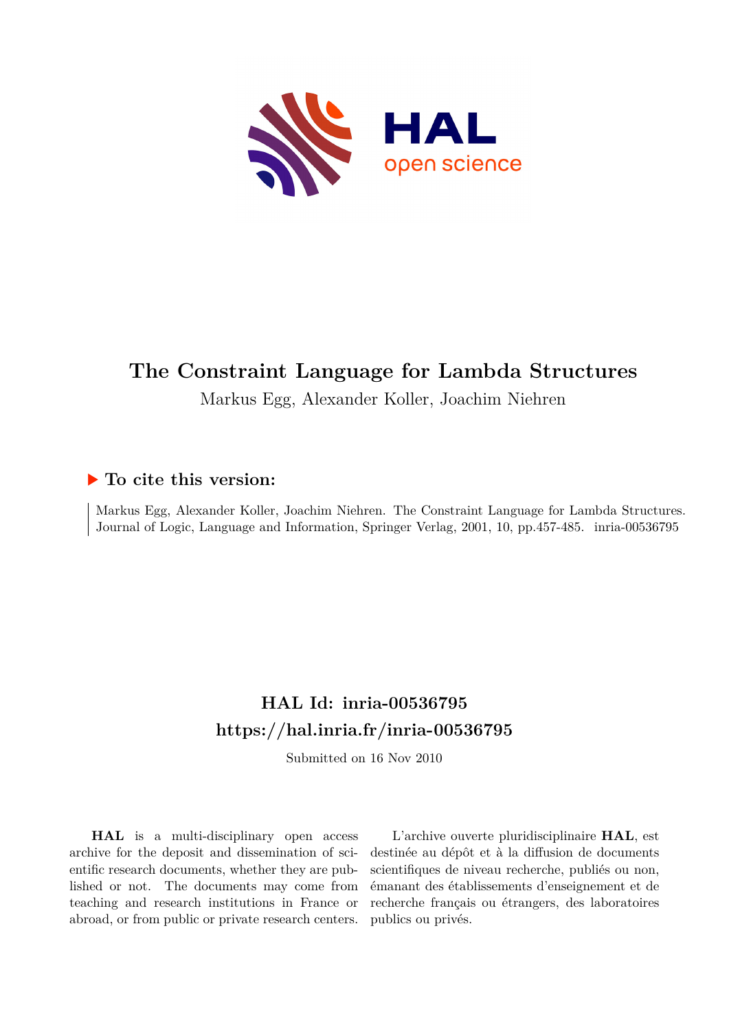# The Constraint Language for Lambda Structures

Markus Egg, Alexander Koller, Joachim Niehren

## ▶ To cite this version:

Markus Egg, Alexander Koller, Joachim Niehren. The Constraint Language for Lambda Structures. Journal of Logic, Language and Information, Springer Verlag, 2001, 10, pp.457-485. inria-00536795

## HAL Id: inria-00536795

## https://hal.inria.fr/inria-00536795

Submitted on 16 Nov 2010

**HAL** is a multi-disciplinary open access archive for the deposit and dissemination of scientific research documents, whether they are published or not. The documents may come from teaching and research institutions in France or abroad, or from public or private research centers.

L'archive ouverte pluridisciplinaire **HAL**, est destinée au dépôt et à la diffusion de documents scientifiques de niveau recherche, publiés ou non, émanant des établissements d'enseignement et de recherche français ou étrangers, des laboratoires publics ou privés.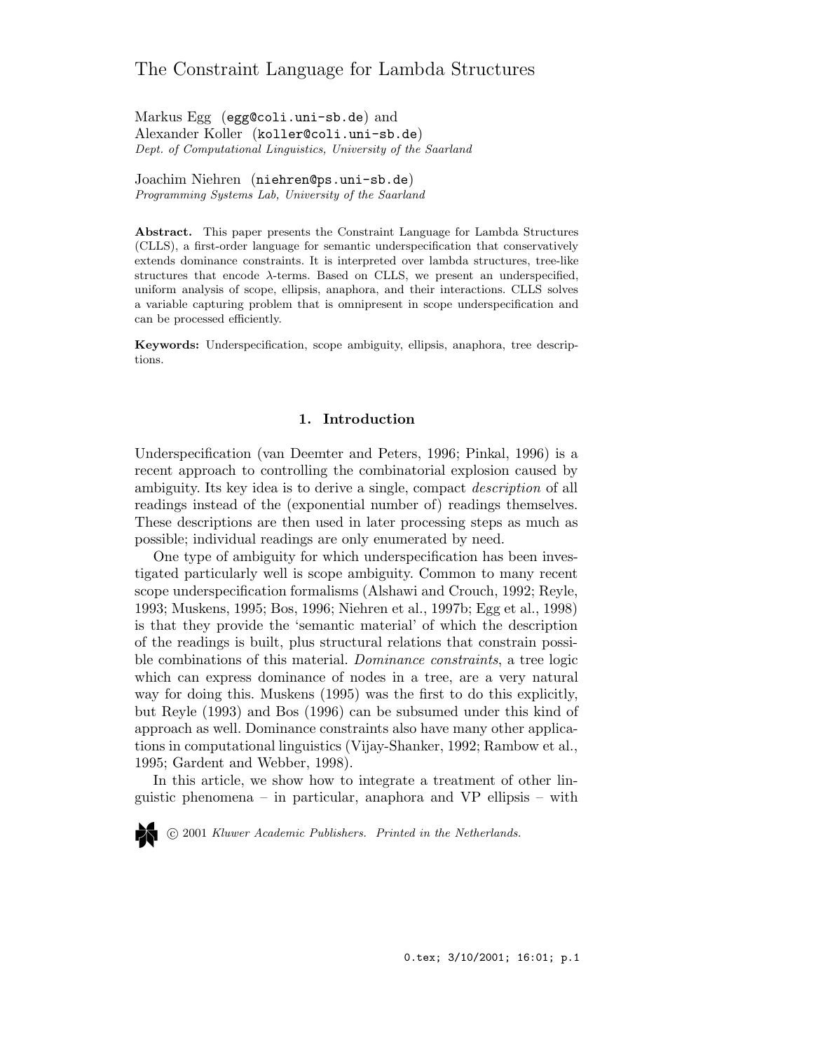# The Constraint Language for Lambda Structures

Markus Egg (egg@coli.uni-sb.de) and
Alexander Koller (koller@coli.uni-sb.de)
*Dept. of Computational Linguistics, University of the Saarland*

Joachim Niehren (niehren@ps.uni-sb.de)
*Programming Systems Lab, University of the Saarland*

**Abstract.** This paper presents the Constraint Language for Lambda Structures (CLLS), a first-order language for semantic underspecification that conservatively extends dominance constraints. It is interpreted over lambda structures, tree-like structures that encode $\lambda$-terms. Based on CLLS, we present an underspecified, uniform analysis of scope, ellipsis, anaphora, and their interactions. CLLS solves a variable capturing problem that is omnipresent in scope underspecification and can be processed efficiently.

**Keywords:** Underspecification, scope ambiguity, ellipsis, anaphora, tree descriptions.

## 1. Introduction

Underspecification (van Deemter and Peters, 1996; Pinkal, 1996) is a recent approach to controlling the combinatorial explosion caused by ambiguity. Its key idea is to derive a single, compact *description* of all readings instead of the (exponential number of) readings themselves. These descriptions are then used in later processing steps as much as possible; individual readings are only enumerated by need.

One type of ambiguity for which underspecification has been investigated particularly well is scope ambiguity. Common to many recent scope underspecification formalisms (Alshawi and Crouch, 1992; Reyle, 1993; Muskens, 1995; Bos, 1996; Niehren et al., 1997b; Egg et al., 1998) is that they provide the 'semantic material' of which the description of the readings is built, plus structural relations that constrain possible combinations of this material. *Dominance constraints*, a tree logic which can express dominance of nodes in a tree, are a very natural way for doing this. Muskens (1995) was the first to do this explicitly, but Reyle (1993) and Bos (1996) can be subsumed under this kind of approach as well. Dominance constraints also have many other applications in computational linguistics (Vijay-Shanker, 1992; Rambow et al., 1995; Gardent and Webber, 1998).

In this article, we show how to integrate a treatment of other linguistic phenomena – in particular, anaphora and VP ellipsis – with

© 2001 *Kluwer Academic Publishers. Printed in the Netherlands.*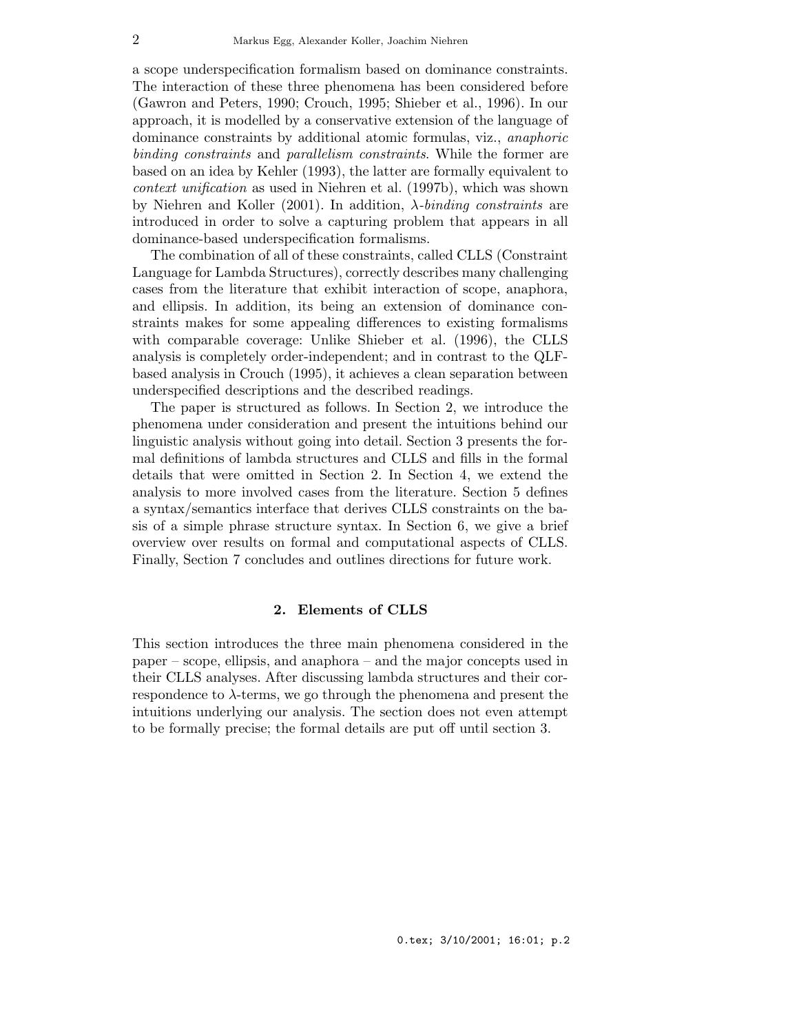a scope underspecification formalism based on dominance constraints. The interaction of these three phenomena has been considered before (Gawron and Peters, 1990; Crouch, 1995; Shieber et al., 1996). In our approach, it is modelled by a conservative extension of the language of dominance constraints by additional atomic formulas, viz., *anaphoric binding constraints* and *parallelism constraints*. While the former are based on an idea by Kehler (1993), the latter are formally equivalent to *context unification* as used in Niehren et al. (1997b), which was shown by Niehren and Koller (2001). In addition, $\lambda$-*binding constraints* are introduced in order to solve a capturing problem that appears in all dominance-based underspecification formalisms.

The combination of all of these constraints, called CLLS (Constraint Language for Lambda Structures), correctly describes many challenging cases from the literature that exhibit interaction of scope, anaphora, and ellipsis. In addition, its being an extension of dominance constraints makes for some appealing differences to existing formalisms with comparable coverage: Unlike Shieber et al. (1996), the CLLS analysis is completely order-independent; and in contrast to the QLF-based analysis in Crouch (1995), it achieves a clean separation between underspecified descriptions and the described readings.

The paper is structured as follows. In Section 2, we introduce the phenomena under consideration and present the intuitions behind our linguistic analysis without going into detail. Section 3 presents the formal definitions of lambda structures and CLLS and fills in the formal details that were omitted in Section 2. In Section 4, we extend the analysis to more involved cases from the literature. Section 5 defines a syntax/semantics interface that derives CLLS constraints on the basis of a simple phrase structure syntax. In Section 6, we give a brief overview over results on formal and computational aspects of CLLS. Finally, Section 7 concludes and outlines directions for future work.

## 2. Elements of CLLS

This section introduces the three main phenomena considered in the paper – scope, ellipsis, and anaphora – and the major concepts used in their CLLS analyses. After discussing lambda structures and their correspondence to $\lambda$-terms, we go through the phenomena and present the intuitions underlying our analysis. The section does not even attempt to be formally precise; the formal details are put off until section 3.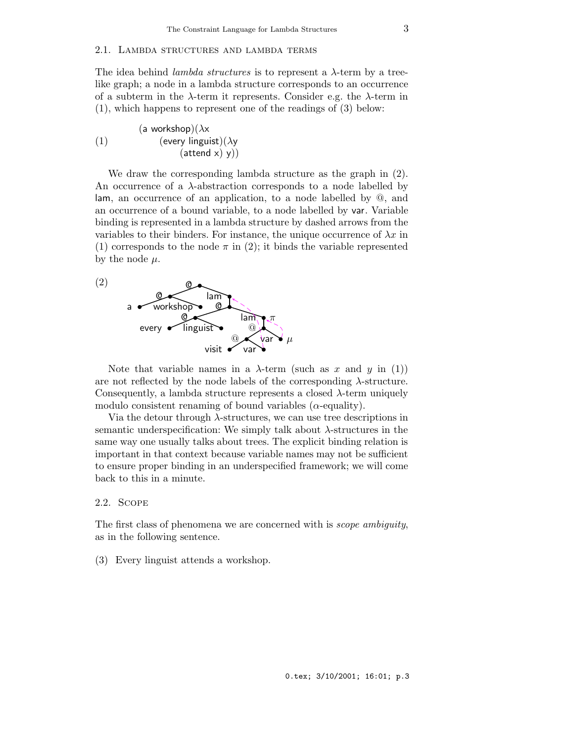## 2.1. Lambda structures and lambda terms

The idea behind *lambda structures* is to represent a λ-term by a tree-like graph; a node in a lambda structure corresponds to an occurrence of a subterm in the λ-term it represents. Consider e.g. the λ-term in (1), which happens to represent one of the readings of (3) below:

(1) (a workshop)(λx
    (every linguist)(λy
        (attend x) y))

We draw the corresponding lambda structure as the graph in (2). An occurrence of a λ-abstraction corresponds to a node labelled by lam, an occurrence of an application, to a node labelled by @, and an occurrence of a bound variable, to a node labelled by var. Variable binding is represented in a lambda structure by dashed arrows from the variables to their binders. For instance, the unique occurrence of $\lambda x$ in (1) corresponds to the node $\pi$ in (2); it binds the variable represented by the node $\mu$.

(2)

Note that variable names in a λ-term (such as $x$ and $y$ in (1)) are not reflected by the node labels of the corresponding λ-structure. Consequently, a lambda structure represents a closed λ-term uniquely modulo consistent renaming of bound variables (α-equality).

Via the detour through λ-structures, we can use tree descriptions in semantic underspecification: We simply talk about λ-structures in the same way one usually talks about trees. The explicit binding relation is important in that context because variable names may not be sufficient to ensure proper binding in an underspecified framework; we will come back to this in a minute.

## 2.2. Scope

The first class of phenomena we are concerned with is *scope ambiguity*, as in the following sentence.

(3) Every linguist attends a workshop.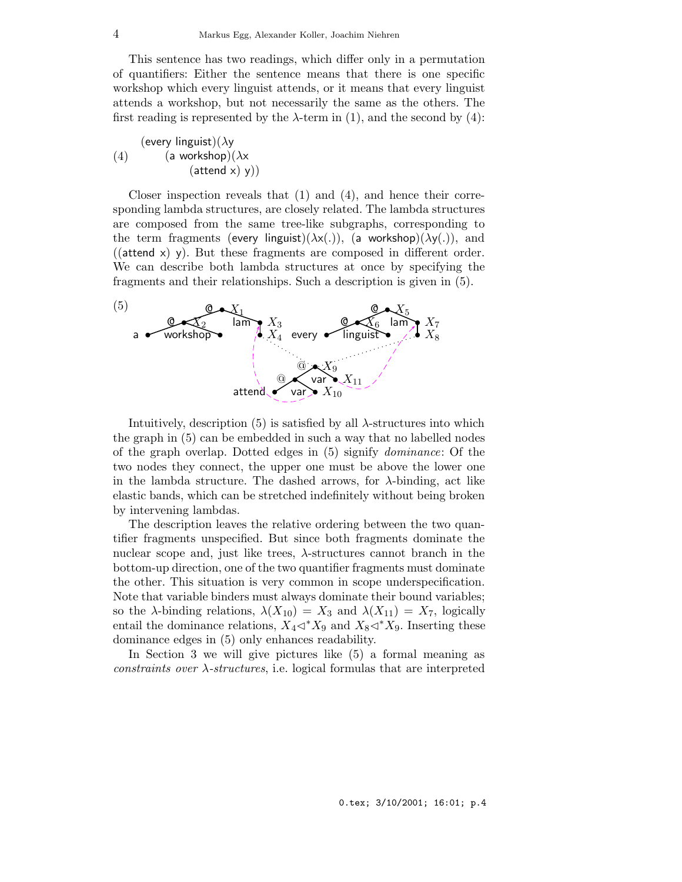This sentence has two readings, which differ only in a permutation of quantifiers: Either the sentence means that there is one specific workshop which every linguist attends, or it means that every linguist attends a workshop, but not necessarily the same as the others. The first reading is represented by the λ-term in (1), and the second by (4):

(4)
```
(every linguist)(λy
    (a workshop)(λx
        (attend x) y))
```

Closer inspection reveals that (1) and (4), and hence their corresponding lambda structures, are closely related. The lambda structures are composed from the same tree-like subgraphs, corresponding to the term fragments (every linguist)(λx(.)), (a workshop)(λy(.)), and ((attend x) y). But these fragments are composed in different order. We can describe both lambda structures at once by specifying the fragments and their relationships. Such a description is given in (5).

(5)

Intuitively, description (5) is satisfied by all λ-structures into which the graph in (5) can be embedded in such a way that no labelled nodes of the graph overlap. Dotted edges in (5) signify *dominance*: Of the two nodes they connect, the upper one must be above the lower one in the lambda structure. The dashed arrows, for λ-binding, act like elastic bands, which can be stretched indefinitely without being broken by intervening lambdas.

The description leaves the relative ordering between the two quantifier fragments unspecified. But since both fragments dominate the nuclear scope and, just like trees, λ-structures cannot branch in the bottom-up direction, one of the two quantifier fragments must dominate the other. This situation is very common in scope underspecification. Note that variable binders must always dominate their bound variables; so the λ-binding relations, $\lambda(X_{10}) = X_3$ and $\lambda(X_{11}) = X_7$, logically entail the dominance relations, $X_4 \triangleleft^* X_9$ and $X_8 \triangleleft^* X_9$. Inserting these dominance edges in (5) only enhances readability.

In Section 3 we will give pictures like (5) a formal meaning as *constraints over λ-structures*, i.e. logical formulas that are interpreted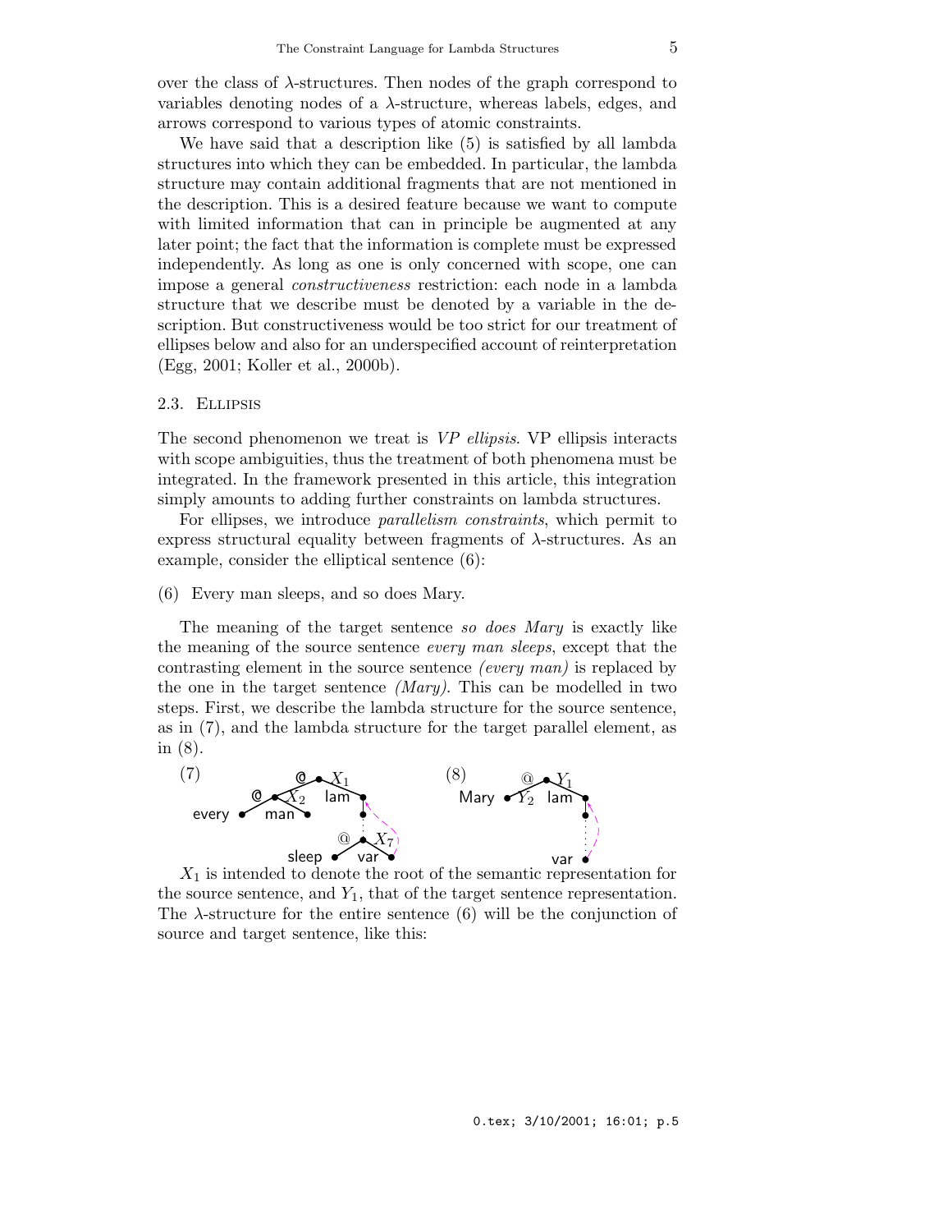over the class of λ-structures. Then nodes of the graph correspond to variables denoting nodes of a λ-structure, whereas labels, edges, and arrows correspond to various types of atomic constraints.

We have said that a description like (5) is satisfied by all lambda structures into which they can be embedded. In particular, the lambda structure may contain additional fragments that are not mentioned in the description. This is a desired feature because we want to compute with limited information that can in principle be augmented at any later point; the fact that the information is complete must be expressed independently. As long as one is only concerned with scope, one can impose a general *constructiveness* restriction: each node in a lambda structure that we describe must be denoted by a variable in the description. But constructiveness would be too strict for our treatment of ellipses below and also for an underspecified account of reinterpretation (Egg, 2001; Koller et al., 2000b).

### 2.3. Ellipsis

The second phenomenon we treat is *VP ellipsis*. VP ellipsis interacts with scope ambiguities, thus the treatment of both phenomena must be integrated. In the framework presented in this article, this integration simply amounts to adding further constraints on lambda structures.

For ellipses, we introduce *parallelism constraints*, which permit to express structural equality between fragments of λ-structures. As an example, consider the elliptical sentence (6):

(6) Every man sleeps, and so does Mary.

The meaning of the target sentence *so does Mary* is exactly like the meaning of the source sentence *every man sleeps*, except that the contrasting element in the source sentence *(every man)* is replaced by the one in the target sentence *(Mary)*. This can be modelled in two steps. First, we describe the lambda structure for the source sentence, as in (7), and the lambda structure for the target parallel element, as in (8).

(7) [diagram: $X_1$: @ with children $X_2$ and lam; $X_2$: @ with children every and man; lam dominates $X_7$: @ with children sleep and var; var bound by lam]

(8) [diagram: $Y_1$: @ with children $Y_2$: Mary and lam; lam dominates var; var bound by lam]

$X_1$ is intended to denote the root of the semantic representation for the source sentence, and $Y_1$, that of the target sentence representation. The λ-structure for the entire sentence (6) will be the conjunction of source and target sentence, like this: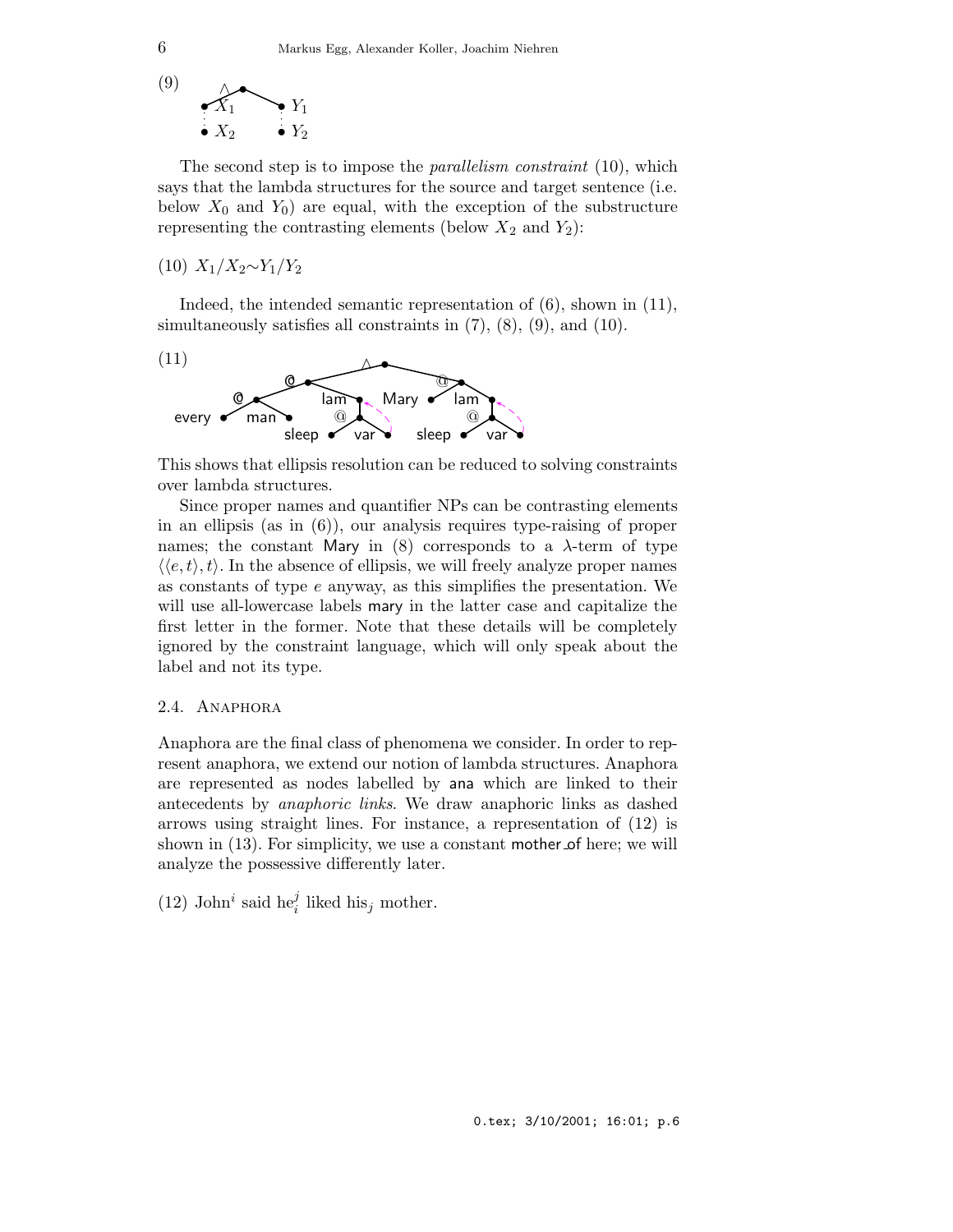(9)

The second step is to impose the *parallelism constraint* (10), which says that the lambda structures for the source and target sentence (i.e. below $X_0$ and $Y_0$) are equal, with the exception of the substructure representing the contrasting elements (below $X_2$ and $Y_2$):

(10) $X_1/X_2 \sim Y_1/Y_2$

Indeed, the intended semantic representation of (6), shown in (11), simultaneously satisfies all constraints in (7), (8), (9), and (10).

(11)

This shows that ellipsis resolution can be reduced to solving constraints over lambda structures.

Since proper names and quantifier NPs can be contrasting elements in an ellipsis (as in (6)), our analysis requires type-raising of proper names; the constant Mary in (8) corresponds to a $\lambda$-term of type $\langle\langle e,t\rangle,t\rangle$. In the absence of ellipsis, we will freely analyze proper names as constants of type $e$ anyway, as this simplifies the presentation. We will use all-lowercase labels mary in the latter case and capitalize the first letter in the former. Note that these details will be completely ignored by the constraint language, which will only speak about the label and not its type.

## 2.4. Anaphora

Anaphora are the final class of phenomena we consider. In order to represent anaphora, we extend our notion of lambda structures. Anaphora are represented as nodes labelled by ana which are linked to their antecedents by *anaphoric links*. We draw anaphoric links as dashed arrows using straight lines. For instance, a representation of (12) is shown in (13). For simplicity, we use a constant mother_of here; we will analyze the possessive differently later.

(12) John$^i$ said he$_i^j$ liked his$_j$ mother.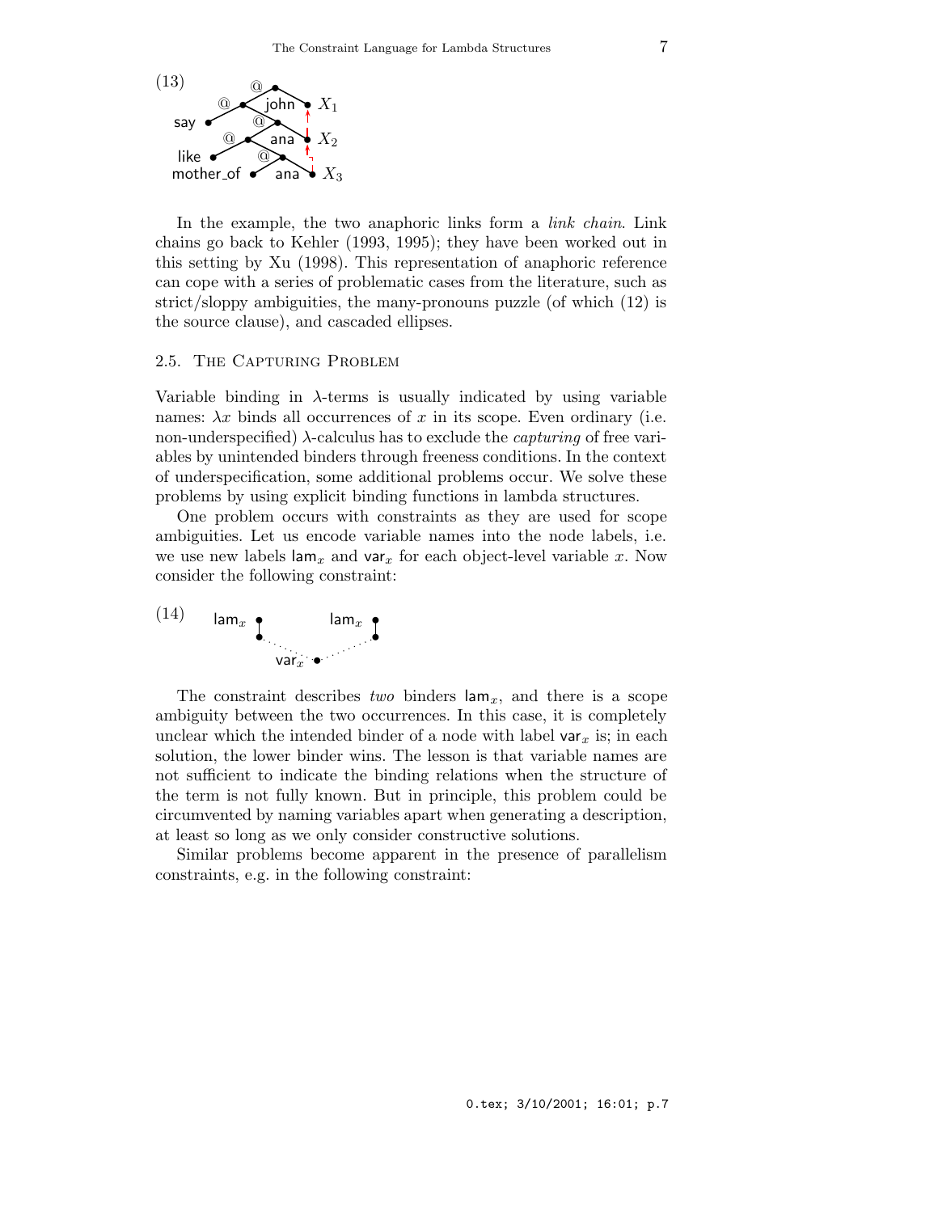(13)

In the example, the two anaphoric links form a *link chain*. Link chains go back to Kehler (1993, 1995); they have been worked out in this setting by Xu (1998). This representation of anaphoric reference can cope with a series of problematic cases from the literature, such as strict/sloppy ambiguities, the many-pronouns puzzle (of which (12) is the source clause), and cascaded ellipses.

### 2.5. The Capturing Problem

Variable binding in $\lambda$-terms is usually indicated by using variable names: $\lambda x$ binds all occurrences of $x$ in its scope. Even ordinary (i.e. non-underspecified) $\lambda$-calculus has to exclude the *capturing* of free variables by unintended binders through freeness conditions. In the context of underspecification, some additional problems occur. We solve these problems by using explicit binding functions in lambda structures.

One problem occurs with constraints as they are used for scope ambiguities. Let us encode variable names into the node labels, i.e. we use new labels $\mathsf{lam}_x$ and $\mathsf{var}_x$ for each object-level variable $x$. Now consider the following constraint:

(14)

The constraint describes *two* binders $\mathsf{lam}_x$, and there is a scope ambiguity between the two occurrences. In this case, it is completely unclear which the intended binder of a node with label $\mathsf{var}_x$ is; in each solution, the lower binder wins. The lesson is that variable names are not sufficient to indicate the binding relations when the structure of the term is not fully known. But in principle, this problem could be circumvented by naming variables apart when generating a description, at least so long as we only consider constructive solutions.

Similar problems become apparent in the presence of parallelism constraints, e.g. in the following constraint: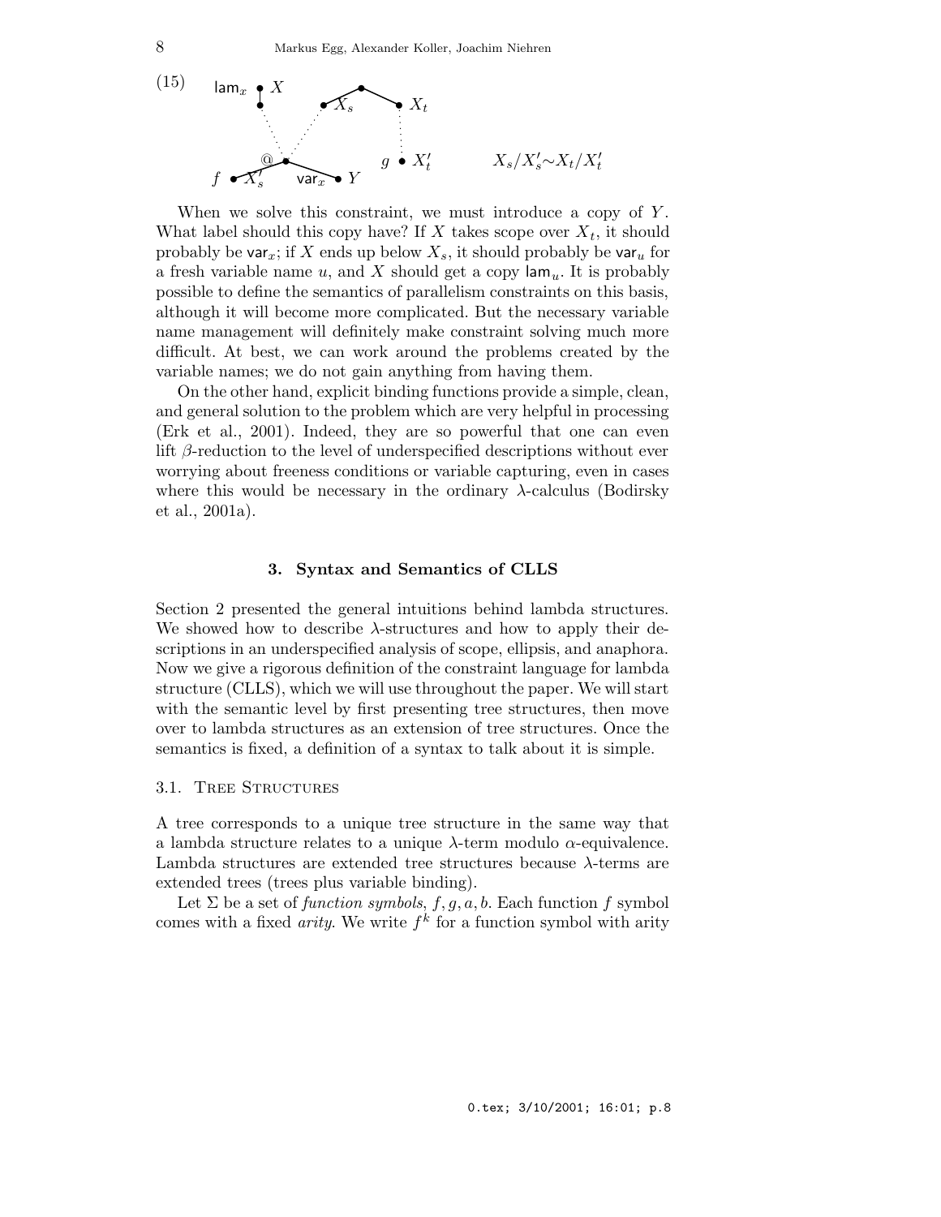(15) $X_s/X_s' \sim X_t/X_t'$

When we solve this constraint, we must introduce a copy of $Y$. What label should this copy have? If $X$ takes scope over $X_t$, it should probably be $\mathsf{var}_x$; if $X$ ends up below $X_s$, it should probably be $\mathsf{var}_u$ for a fresh variable name $u$, and $X$ should get a copy $\mathsf{lam}_u$. It is probably possible to define the semantics of parallelism constraints on this basis, although it will become more complicated. But the necessary variable name management will definitely make constraint solving much more difficult. At best, we can work around the problems created by the variable names; we do not gain anything from having them.

On the other hand, explicit binding functions provide a simple, clean, and general solution to the problem which are very helpful in processing (Erk et al., 2001). Indeed, they are so powerful that one can even lift $\beta$-reduction to the level of underspecified descriptions without ever worrying about freeness conditions or variable capturing, even in cases where this would be necessary in the ordinary $\lambda$-calculus (Bodirsky et al., 2001a).

## 3. Syntax and Semantics of CLLS

Section 2 presented the general intuitions behind lambda structures. We showed how to describe $\lambda$-structures and how to apply their descriptions in an underspecified analysis of scope, ellipsis, and anaphora. Now we give a rigorous definition of the constraint language for lambda structure (CLLS), which we will use throughout the paper. We will start with the semantic level by first presenting tree structures, then move over to lambda structures as an extension of tree structures. Once the semantics is fixed, a definition of a syntax to talk about it is simple.

### 3.1. Tree Structures

A tree corresponds to a unique tree structure in the same way that a lambda structure relates to a unique $\lambda$-term modulo $\alpha$-equivalence. Lambda structures are extended tree structures because $\lambda$-terms are extended trees (trees plus variable binding).

Let $\Sigma$ be a set of *function symbols*, $f, g, a, b$. Each function $f$ symbol comes with a fixed *arity*. We write $f^k$ for a function symbol with arity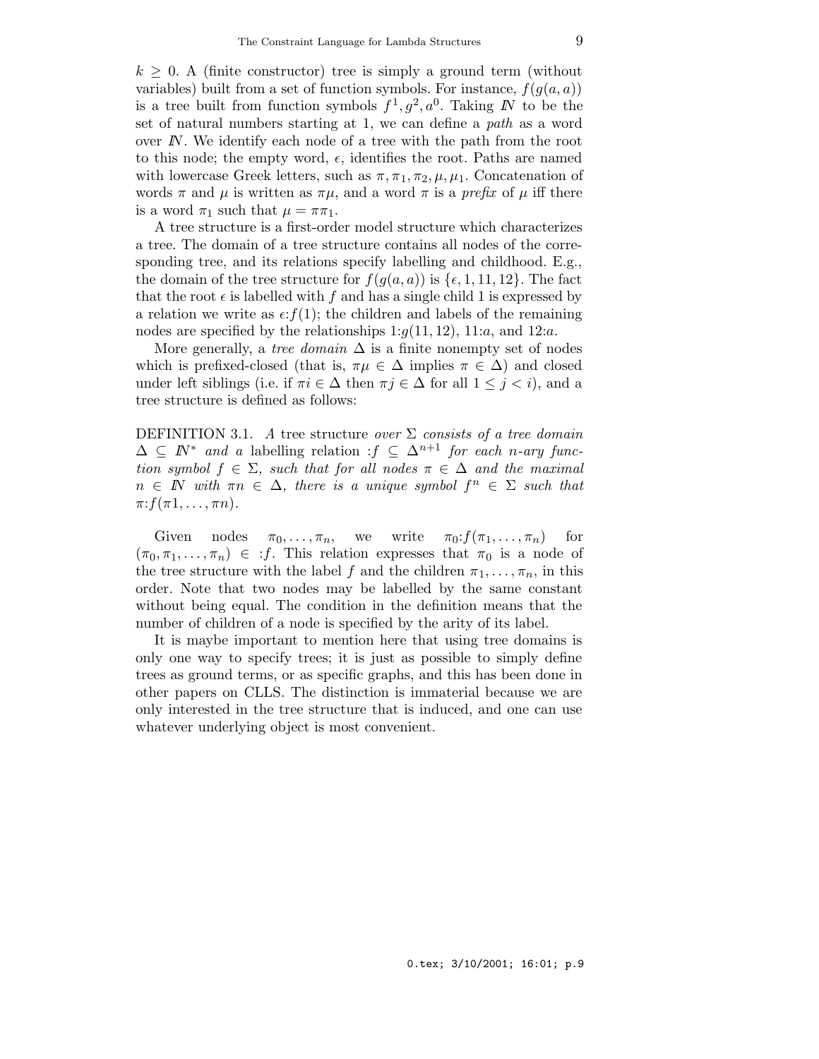$k \geq 0$. A (finite constructor) tree is simply a ground term (without variables) built from a set of function symbols. For instance, $f(g(a,a))$ is a tree built from function symbols $f^1, g^2, a^0$. Taking $\mathbb{N}$ to be the set of natural numbers starting at 1, we can define a *path* as a word over $\mathbb{N}$. We identify each node of a tree with the path from the root to this node; the empty word, $\epsilon$, identifies the root. Paths are named with lowercase Greek letters, such as $\pi, \pi_1, \pi_2, \mu, \mu_1$. Concatenation of words $\pi$ and $\mu$ is written as $\pi\mu$, and a word $\pi$ is a *prefix* of $\mu$ iff there is a word $\pi_1$ such that $\mu = \pi\pi_1$.

A tree structure is a first-order model structure which characterizes a tree. The domain of a tree structure contains all nodes of the corresponding tree, and its relations specify labelling and childhood. E.g., the domain of the tree structure for $f(g(a,a))$ is $\{\epsilon, 1, 11, 12\}$. The fact that the root $\epsilon$ is labelled with $f$ and has a single child 1 is expressed by a relation we write as $\epsilon{:}f(1)$; the children and labels of the remaining nodes are specified by the relationships $1{:}g(11,12)$, $11{:}a$, and $12{:}a$.

More generally, a *tree domain* $\Delta$ is a finite nonempty set of nodes which is prefixed-closed (that is, $\pi\mu \in \Delta$ implies $\pi \in \Delta$) and closed under left siblings (i.e. if $\pi i \in \Delta$ then $\pi j \in \Delta$ for all $1 \leq j < i$), and a tree structure is defined as follows:

DEFINITION 3.1. *A* tree structure *over* $\Sigma$ *consists of a tree domain* $\Delta \subseteq \mathbb{N}^*$ *and a* labelling relation $:f \subseteq \Delta^{n+1}$ *for each* $n$*-ary function symbol* $f \in \Sigma$*, such that for all nodes* $\pi \in \Delta$ *and the maximal* $n \in \mathbb{N}$ *with* $\pi n \in \Delta$*, there is a unique symbol* $f^n \in \Sigma$ *such that* $\pi{:}f(\pi 1, \ldots, \pi n)$*.*

Given nodes $\pi_0, \ldots, \pi_n$, we write $\pi_0{:}f(\pi_1, \ldots, \pi_n)$ for $(\pi_0, \pi_1, \ldots, \pi_n) \in {:f}$. This relation expresses that $\pi_0$ is a node of the tree structure with the label $f$ and the children $\pi_1, \ldots, \pi_n$, in this order. Note that two nodes may be labelled by the same constant without being equal. The condition in the definition means that the number of children of a node is specified by the arity of its label.

It is maybe important to mention here that using tree domains is only one way to specify trees; it is just as possible to simply define trees as ground terms, or as specific graphs, and this has been done in other papers on CLLS. The distinction is immaterial because we are only interested in the tree structure that is induced, and one can use whatever underlying object is most convenient.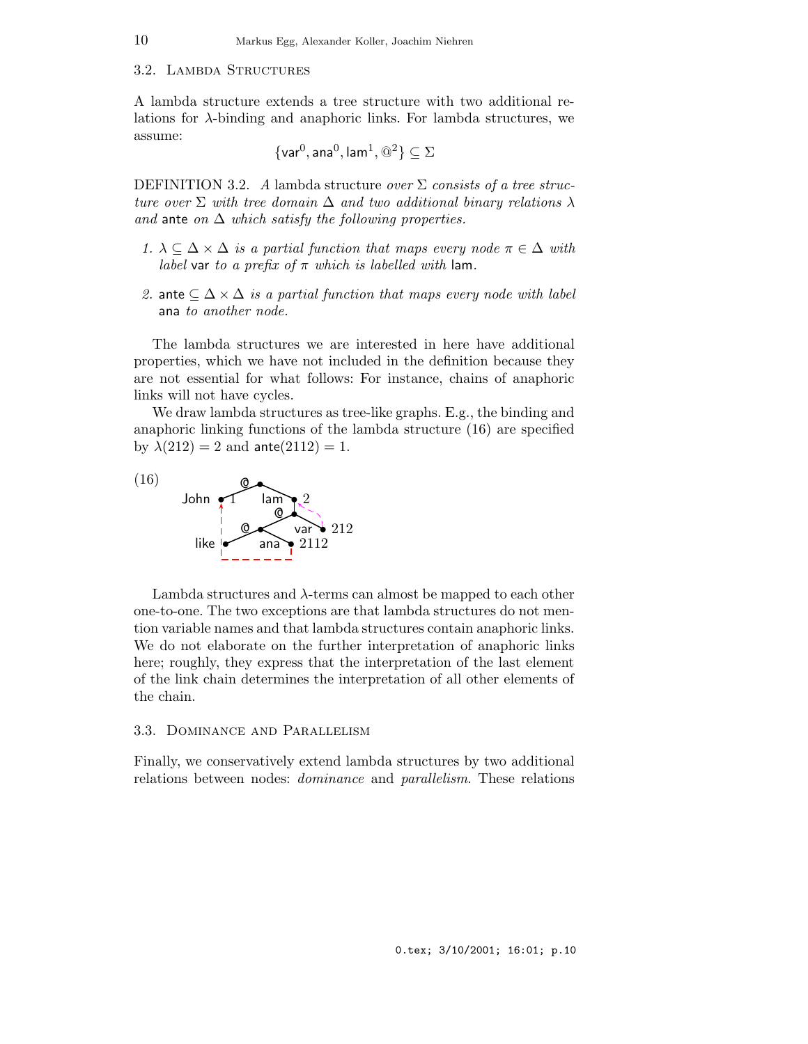## 3.2. Lambda Structures

A lambda structure extends a tree structure with two additional relations for λ-binding and anaphoric links. For lambda structures, we assume:

$$\{\mathsf{var}^0, \mathsf{ana}^0, \mathsf{lam}^1, @^2\} \subseteq \Sigma$$

DEFINITION 3.2. *A* lambda structure *over* $\Sigma$ *consists of a tree structure over* $\Sigma$ *with tree domain* $\Delta$ *and two additional binary relations* $\lambda$ *and* $\mathsf{ante}$ *on* $\Delta$ *which satisfy the following properties.*

1. $\lambda \subseteq \Delta \times \Delta$ *is a partial function that maps every node* $\pi \in \Delta$ *with label* $\mathsf{var}$ *to a prefix of* $\pi$ *which is labelled with* $\mathsf{lam}$*.*

2. $\mathsf{ante} \subseteq \Delta \times \Delta$ *is a partial function that maps every node with label* $\mathsf{ana}$ *to another node.*

The lambda structures we are interested in here have additional properties, which we have not included in the definition because they are not essential for what follows: For instance, chains of anaphoric links will not have cycles.

We draw lambda structures as tree-like graphs. E.g., the binding and anaphoric linking functions of the lambda structure (16) are specified by $\lambda(212) = 2$ and $\mathsf{ante}(2112) = 1$.

(16)

Lambda structures and λ-terms can almost be mapped to each other one-to-one. The two exceptions are that lambda structures do not mention variable names and that lambda structures contain anaphoric links. We do not elaborate on the further interpretation of anaphoric links here; roughly, they express that the interpretation of the last element of the link chain determines the interpretation of all other elements of the chain.

## 3.3. Dominance and Parallelism

Finally, we conservatively extend lambda structures by two additional relations between nodes: *dominance* and *parallelism*. These relations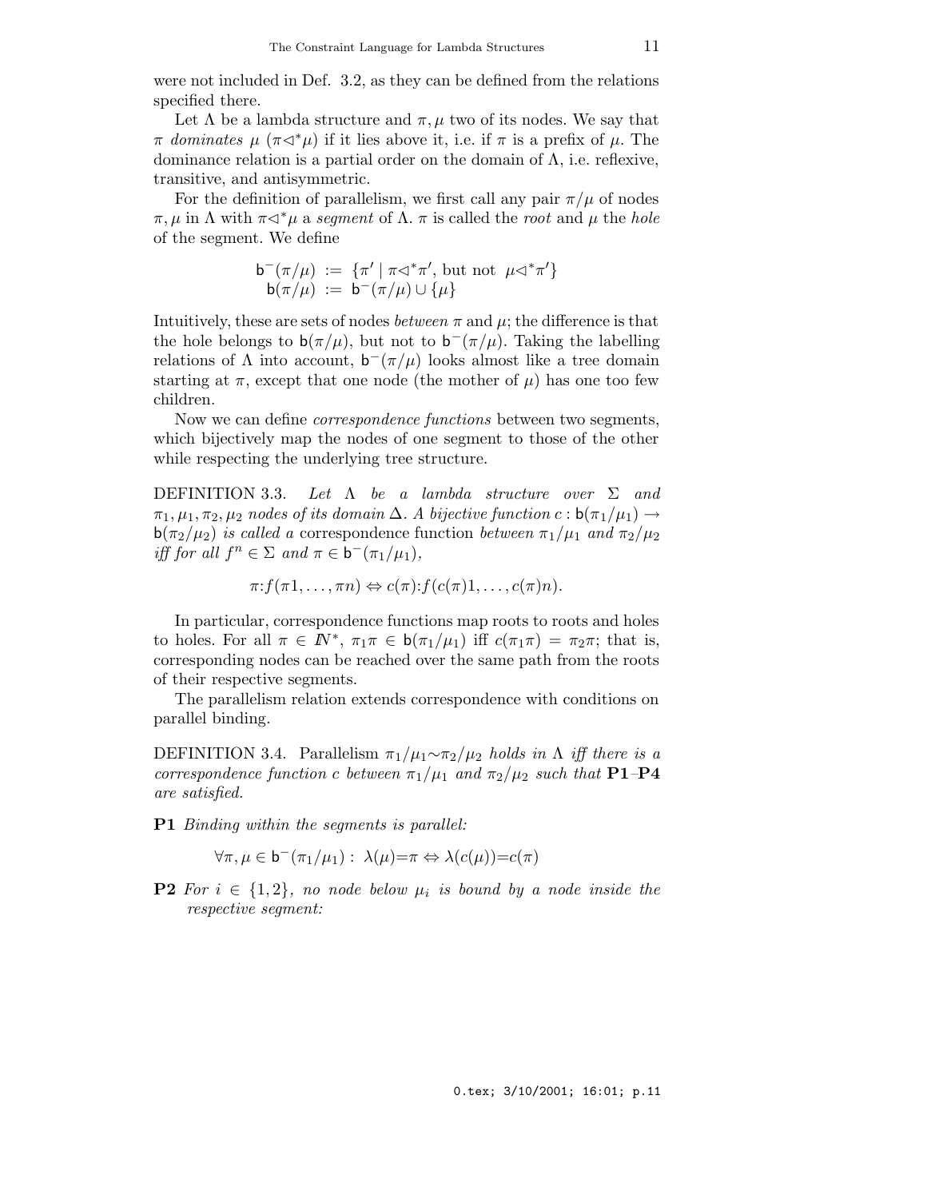were not included in Def. 3.2, as they can be defined from the relations specified there.

Let $\Lambda$ be a lambda structure and $\pi, \mu$ two of its nodes. We say that $\pi$ *dominates* $\mu$ ($\pi \triangleleft^* \mu$) if it lies above it, i.e. if $\pi$ is a prefix of $\mu$. The dominance relation is a partial order on the domain of $\Lambda$, i.e. reflexive, transitive, and antisymmetric.

For the definition of parallelism, we first call any pair $\pi/\mu$ of nodes $\pi, \mu$ in $\Lambda$ with $\pi \triangleleft^* \mu$ a *segment* of $\Lambda$. $\pi$ is called the *root* and $\mu$ the *hole* of the segment. We define

$$\begin{aligned} \mathsf{b}^-(\pi/\mu) &:= \{\pi' \mid \pi \triangleleft^* \pi', \text{ but not } \mu \triangleleft^* \pi'\} \\ \mathsf{b}(\pi/\mu) &:= \mathsf{b}^-(\pi/\mu) \cup \{\mu\} \end{aligned}$$

Intuitively, these are sets of nodes *between* $\pi$ and $\mu$; the difference is that the hole belongs to $\mathsf{b}(\pi/\mu)$, but not to $\mathsf{b}^-(\pi/\mu)$. Taking the labelling relations of $\Lambda$ into account, $\mathsf{b}^-(\pi/\mu)$ looks almost like a tree domain starting at $\pi$, except that one node (the mother of $\mu$) has one too few children.

Now we can define *correspondence functions* between two segments, which bijectively map the nodes of one segment to those of the other while respecting the underlying tree structure.

DEFINITION 3.3. *Let $\Lambda$ be a lambda structure over $\Sigma$ and $\pi_1, \mu_1, \pi_2, \mu_2$ nodes of its domain $\Delta$. A bijective function $c : \mathsf{b}(\pi_1/\mu_1) \to \mathsf{b}(\pi_2/\mu_2)$ is called a* correspondence function *between $\pi_1/\mu_1$ and $\pi_2/\mu_2$ iff for all $f^n \in \Sigma$ and $\pi \in \mathsf{b}^-(\pi_1/\mu_1)$,*

$$\pi{:}f(\pi 1, \ldots, \pi n) \Leftrightarrow c(\pi){:}f(c(\pi)1, \ldots, c(\pi)n).$$

In particular, correspondence functions map roots to roots and holes to holes. For all $\pi \in \mathbb{N}^*$, $\pi_1\pi \in \mathsf{b}(\pi_1/\mu_1)$ iff $c(\pi_1\pi) = \pi_2\pi$; that is, corresponding nodes can be reached over the same path from the roots of their respective segments.

The parallelism relation extends correspondence with conditions on parallel binding.

DEFINITION 3.4. Parallelism *$\pi_1/\mu_1 \sim \pi_2/\mu_2$ holds in $\Lambda$ iff there is a correspondence function $c$ between $\pi_1/\mu_1$ and $\pi_2/\mu_2$ such that* **P1**–**P4** *are satisfied.*

**P1** *Binding within the segments is parallel:*

$$\forall \pi, \mu \in \mathsf{b}^-(\pi_1/\mu_1) : \ \lambda(\mu) = \pi \Leftrightarrow \lambda(c(\mu)) = c(\pi)$$

**P2** *For $i \in \{1, 2\}$, no node below $\mu_i$ is bound by a node inside the respective segment:*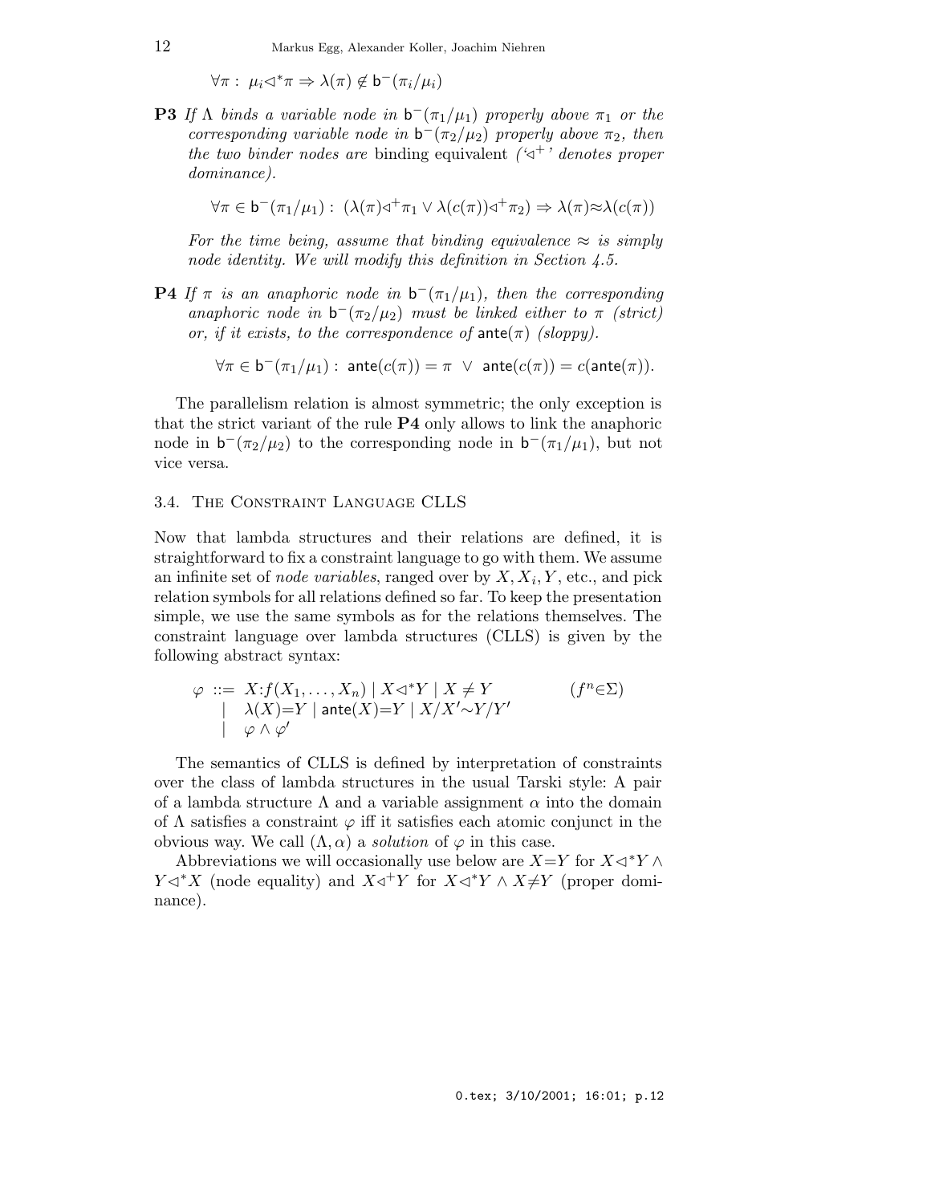$$\forall \pi : \ \mu_i \lhd^* \pi \Rightarrow \lambda(\pi) \notin \mathsf{b}^-(\pi_i/\mu_i)$$

**P3** *If* $\Lambda$ *binds a variable node in* $\mathsf{b}^-(\pi_1/\mu_1)$ *properly above* $\pi_1$ *or the corresponding variable node in* $\mathsf{b}^-(\pi_2/\mu_2)$ *properly above* $\pi_2$*, then the two binder nodes are* binding equivalent *('*$\lhd^+$*' denotes proper dominance).*

$$\forall \pi \in \mathsf{b}^-(\pi_1/\mu_1) : \ (\lambda(\pi) \lhd^+ \pi_1 \vee \lambda(c(\pi)) \lhd^+ \pi_2) \Rightarrow \lambda(\pi) \approx \lambda(c(\pi))$$

*For the time being, assume that binding equivalence* $\approx$ *is simply node identity. We will modify this definition in Section 4.5.*

**P4** *If* $\pi$ *is an anaphoric node in* $\mathsf{b}^-(\pi_1/\mu_1)$*, then the corresponding anaphoric node in* $\mathsf{b}^-(\pi_2/\mu_2)$ *must be linked either to* $\pi$ *(strict) or, if it exists, to the correspondence of* $\mathsf{ante}(\pi)$ *(sloppy).*

$$\forall \pi \in \mathsf{b}^-(\pi_1/\mu_1) : \ \mathsf{ante}(c(\pi)) = \pi \ \vee \ \mathsf{ante}(c(\pi)) = c(\mathsf{ante}(\pi)).$$

The parallelism relation is almost symmetric; the only exception is that the strict variant of the rule **P4** only allows to link the anaphoric node in $\mathsf{b}^-(\pi_2/\mu_2)$ to the corresponding node in $\mathsf{b}^-(\pi_1/\mu_1)$, but not vice versa.

### 3.4. The Constraint Language CLLS

Now that lambda structures and their relations are defined, it is straightforward to fix a constraint language to go with them. We assume an infinite set of *node variables*, ranged over by $X, X_i, Y$, etc., and pick relation symbols for all relations defined so far. To keep the presentation simple, we use the same symbols as for the relations themselves. The constraint language over lambda structures (CLLS) is given by the following abstract syntax:

$$\begin{array}{rll} \varphi & ::= X{:}f(X_1, \ldots, X_n) \mid X \lhd^* Y \mid X \neq Y & (f^n \in \Sigma) \\ & \mid \ \ \lambda(X){=}Y \mid \mathsf{ante}(X){=}Y \mid X/X' {\sim} Y/Y' & \\ & \mid \ \ \varphi \wedge \varphi' & \end{array}$$

The semantics of CLLS is defined by interpretation of constraints over the class of lambda structures in the usual Tarski style: A pair of a lambda structure $\Lambda$ and a variable assignment $\alpha$ into the domain of $\Lambda$ satisfies a constraint $\varphi$ iff it satisfies each atomic conjunct in the obvious way. We call $(\Lambda, \alpha)$ a *solution* of $\varphi$ in this case.

Abbreviations we will occasionally use below are $X{=}Y$ for $X \lhd^* Y \wedge Y \lhd^* X$ (node equality) and $X \lhd^+ Y$ for $X \lhd^* Y \wedge X{\neq}Y$ (proper dominance).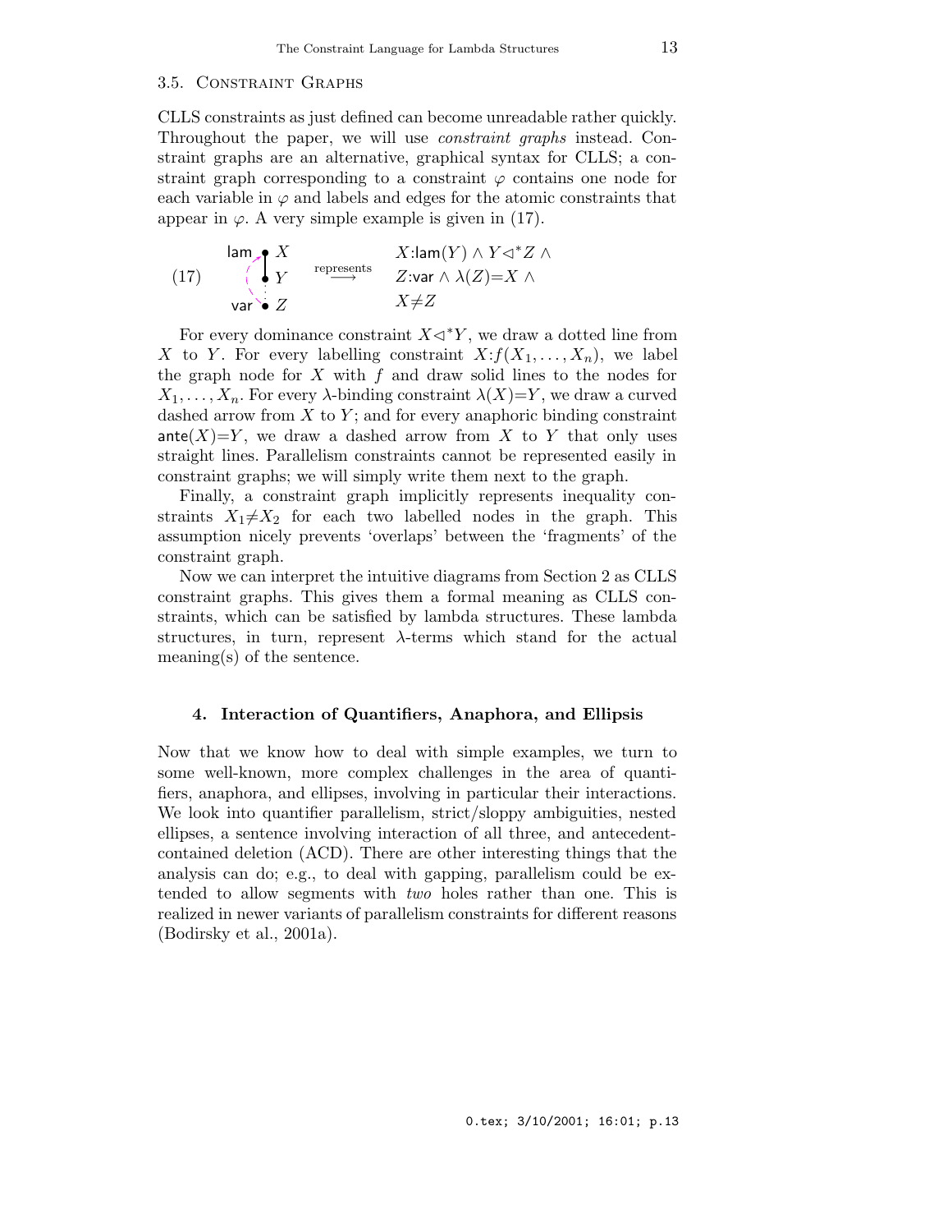### 3.5. Constraint Graphs

CLLS constraints as just defined can become unreadable rather quickly. Throughout the paper, we will use *constraint graphs* instead. Constraint graphs are an alternative, graphical syntax for CLLS; a constraint graph corresponding to a constraint $\varphi$ contains one node for each variable in $\varphi$ and labels and edges for the atomic constraints that appear in $\varphi$. A very simple example is given in (17).

(17) lam • $X$, • $Y$, var • $Z$ $\xrightarrow{\text{represents}}$ $X{:}\mathsf{lam}(Y) \wedge Y \triangleleft^* Z \wedge$ $Z{:}\mathsf{var} \wedge \lambda(Z)=X \wedge$ $X \neq Z$

For every dominance constraint $X \triangleleft^* Y$, we draw a dotted line from $X$ to $Y$. For every labelling constraint $X{:}f(X_1, \ldots, X_n)$, we label the graph node for $X$ with $f$ and draw solid lines to the nodes for $X_1, \ldots, X_n$. For every $\lambda$-binding constraint $\lambda(X)=Y$, we draw a curved dashed arrow from $X$ to $Y$; and for every anaphoric binding constraint $\mathsf{ante}(X)=Y$, we draw a dashed arrow from $X$ to $Y$ that only uses straight lines. Parallelism constraints cannot be represented easily in constraint graphs; we will simply write them next to the graph.

Finally, a constraint graph implicitly represents inequality constraints $X_1 \neq X_2$ for each two labelled nodes in the graph. This assumption nicely prevents 'overlaps' between the 'fragments' of the constraint graph.

Now we can interpret the intuitive diagrams from Section 2 as CLLS constraint graphs. This gives them a formal meaning as CLLS constraints, which can be satisfied by lambda structures. These lambda structures, in turn, represent $\lambda$-terms which stand for the actual meaning(s) of the sentence.

## 4. Interaction of Quantifiers, Anaphora, and Ellipsis

Now that we know how to deal with simple examples, we turn to some well-known, more complex challenges in the area of quantifiers, anaphora, and ellipses, involving in particular their interactions. We look into quantifier parallelism, strict/sloppy ambiguities, nested ellipses, a sentence involving interaction of all three, and antecedent-contained deletion (ACD). There are other interesting things that the analysis can do; e.g., to deal with gapping, parallelism could be extended to allow segments with *two* holes rather than one. This is realized in newer variants of parallelism constraints for different reasons (Bodirsky et al., 2001a).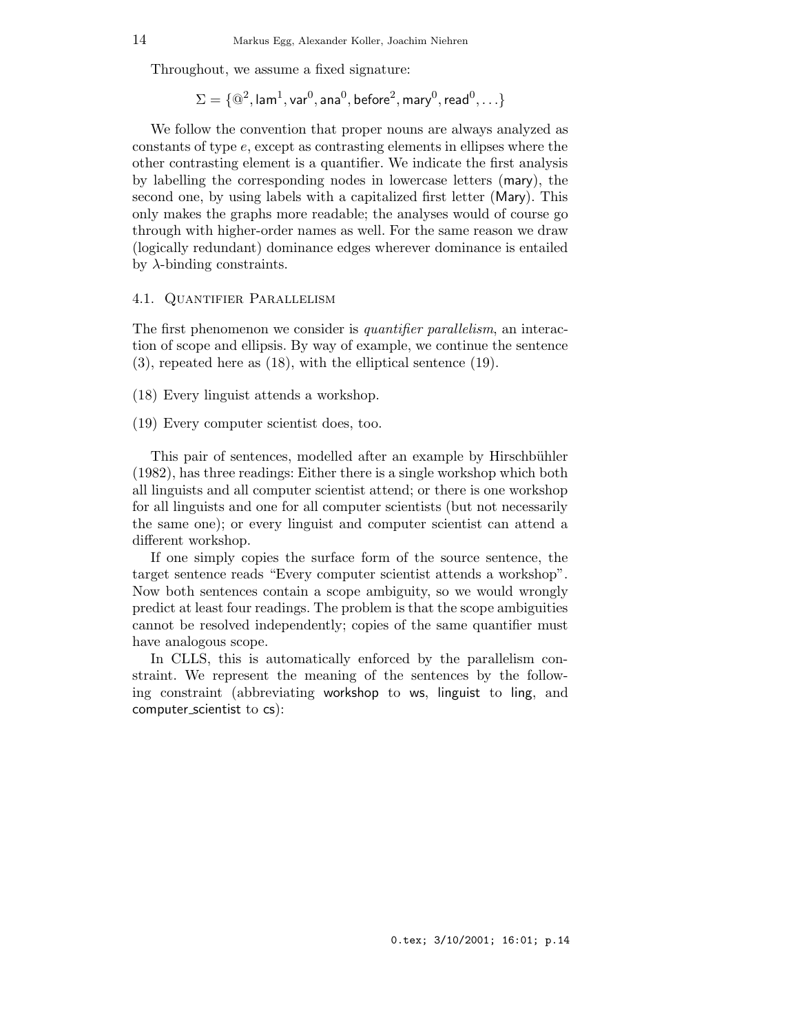Throughout, we assume a fixed signature:

$$\Sigma = \{@^2, \mathsf{lam}^1, \mathsf{var}^0, \mathsf{ana}^0, \mathsf{before}^2, \mathsf{mary}^0, \mathsf{read}^0, \ldots\}$$

We follow the convention that proper nouns are always analyzed as constants of type $e$, except as contrasting elements in ellipses where the other contrasting element is a quantifier. We indicate the first analysis by labelling the corresponding nodes in lowercase letters (mary), the second one, by using labels with a capitalized first letter (Mary). This only makes the graphs more readable; the analyses would of course go through with higher-order names as well. For the same reason we draw (logically redundant) dominance edges wherever dominance is entailed by $\lambda$-binding constraints.

### 4.1. Quantifier Parallelism

The first phenomenon we consider is *quantifier parallelism*, an interaction of scope and ellipsis. By way of example, we continue the sentence (3), repeated here as (18), with the elliptical sentence (19).

(18) Every linguist attends a workshop.

(19) Every computer scientist does, too.

This pair of sentences, modelled after an example by Hirschbühler (1982), has three readings: Either there is a single workshop which both all linguists and all computer scientist attend; or there is one workshop for all linguists and one for all computer scientists (but not necessarily the same one); or every linguist and computer scientist can attend a different workshop.

If one simply copies the surface form of the source sentence, the target sentence reads "Every computer scientist attends a workshop". Now both sentences contain a scope ambiguity, so we would wrongly predict at least four readings. The problem is that the scope ambiguities cannot be resolved independently; copies of the same quantifier must have analogous scope.

In CLLS, this is automatically enforced by the parallelism constraint. We represent the meaning of the sentences by the following constraint (abbreviating workshop to ws, linguist to ling, and computer_scientist to cs):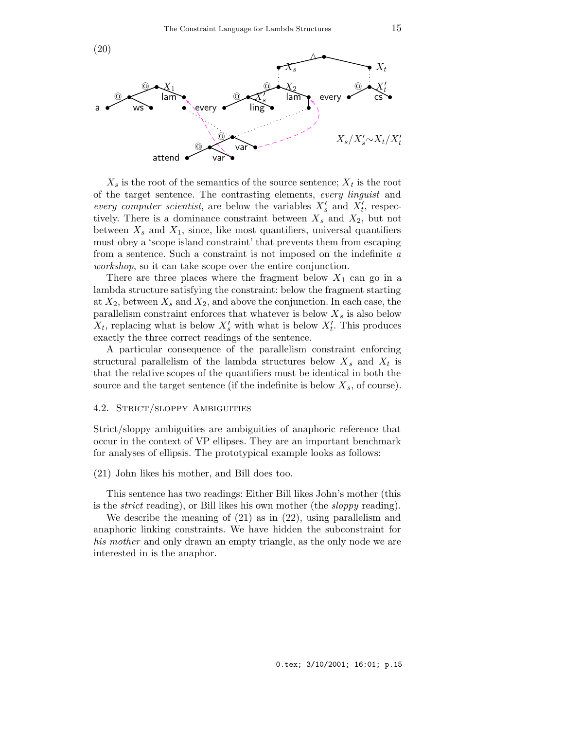(20)

$X_s$ is the root of the semantics of the source sentence; $X_t$ is the root of the target sentence. The contrasting elements, *every linguist* and *every computer scientist*, are below the variables $X'_s$ and $X'_t$, respectively. There is a dominance constraint between $X_s$ and $X_2$, but not between $X_s$ and $X_1$, since, like most quantifiers, universal quantifiers must obey a 'scope island constraint' that prevents them from escaping from a sentence. Such a constraint is not imposed on the indefinite *a workshop*, so it can take scope over the entire conjunction.

There are three places where the fragment below $X_1$ can go in a lambda structure satisfying the constraint: below the fragment starting at $X_2$, between $X_s$ and $X_2$, and above the conjunction. In each case, the parallelism constraint enforces that whatever is below $X_s$ is also below $X_t$, replacing what is below $X'_s$ with what is below $X'_t$. This produces exactly the three correct readings of the sentence.

A particular consequence of the parallelism constraint enforcing structural parallelism of the lambda structures below $X_s$ and $X_t$ is that the relative scopes of the quantifiers must be identical in both the source and the target sentence (if the indefinite is below $X_s$, of course).

### 4.2. Strict/sloppy Ambiguities

Strict/sloppy ambiguities are ambiguities of anaphoric reference that occur in the context of VP ellipses. They are an important benchmark for analyses of ellipsis. The prototypical example looks as follows:

(21) John likes his mother, and Bill does too.

This sentence has two readings: Either Bill likes John's mother (this is the *strict* reading), or Bill likes his own mother (the *sloppy* reading).

We describe the meaning of (21) as in (22), using parallelism and anaphoric linking constraints. We have hidden the subconstraint for *his mother* and only drawn an empty triangle, as the only node we are interested in is the anaphor.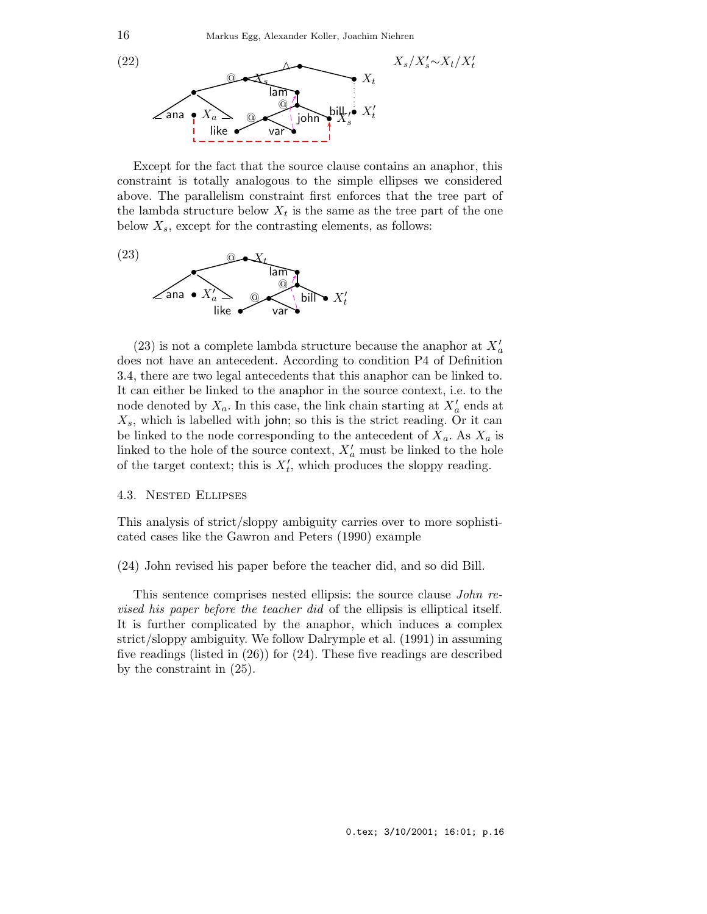(22) $X_s/X'_s \sim X_t/X'_t$

Except for the fact that the source clause contains an anaphor, this constraint is totally analogous to the simple ellipses we considered above. The parallelism constraint first enforces that the tree part of the lambda structure below $X_t$ is the same as the tree part of the one below $X_s$, except for the contrasting elements, as follows:

(23)

(23) is not a complete lambda structure because the anaphor at $X'_a$ does not have an antecedent. According to condition P4 of Definition 3.4, there are two legal antecedents that this anaphor can be linked to. It can either be linked to the anaphor in the source context, i.e. to the node denoted by $X_a$. In this case, the link chain starting at $X'_a$ ends at $X_s$, which is labelled with john; so this is the strict reading. Or it can be linked to the node corresponding to the antecedent of $X_a$. As $X_a$ is linked to the hole of the source context, $X'_a$ must be linked to the hole of the target context; this is $X'_t$, which produces the sloppy reading.

### 4.3. Nested Ellipses

This analysis of strict/sloppy ambiguity carries over to more sophisticated cases like the Gawron and Peters (1990) example

(24) John revised his paper before the teacher did, and so did Bill.

This sentence comprises nested ellipsis: the source clause *John revised his paper before the teacher did* of the ellipsis is elliptical itself. It is further complicated by the anaphor, which induces a complex strict/sloppy ambiguity. We follow Dalrymple et al. (1991) in assuming five readings (listed in (26)) for (24). These five readings are described by the constraint in (25).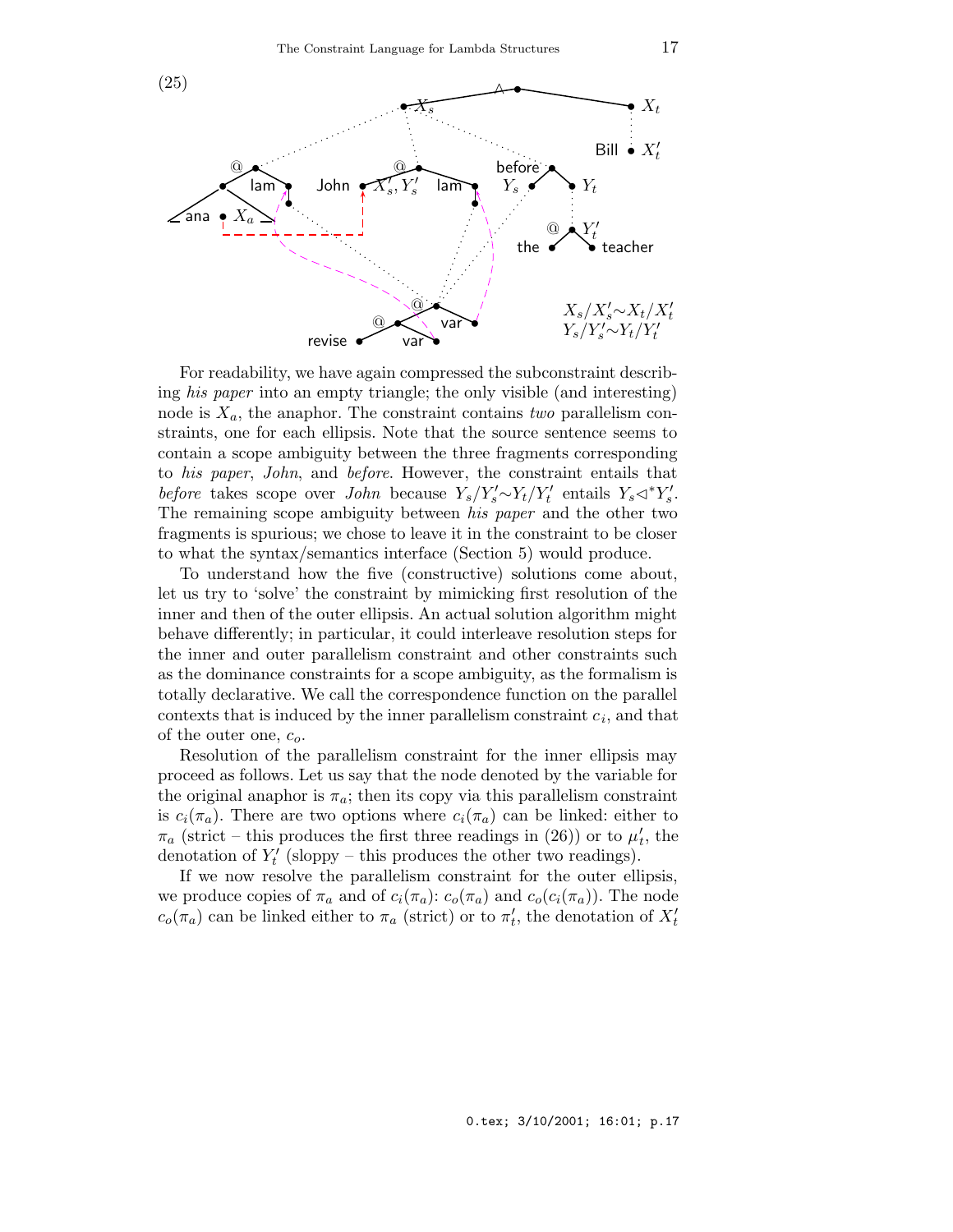(25)

$X_s/X_s' \sim X_t/X_t'$
$Y_s/Y_s' \sim Y_t/Y_t'$

For readability, we have again compressed the subconstraint describing *his paper* into an empty triangle; the only visible (and interesting) node is $X_a$, the anaphor. The constraint contains *two* parallelism constraints, one for each ellipsis. Note that the source sentence seems to contain a scope ambiguity between the three fragments corresponding to *his paper*, *John*, and *before*. However, the constraint entails that *before* takes scope over *John* because $Y_s/Y_s' \sim Y_t/Y_t'$ entails $Y_s \triangleleft^* Y_s'$. The remaining scope ambiguity between *his paper* and the other two fragments is spurious; we chose to leave it in the constraint to be closer to what the syntax/semantics interface (Section 5) would produce.

To understand how the five (constructive) solutions come about, let us try to 'solve' the constraint by mimicking first resolution of the inner and then of the outer ellipsis. An actual solution algorithm might behave differently; in particular, it could interleave resolution steps for the inner and outer parallelism constraint and other constraints such as the dominance constraints for a scope ambiguity, as the formalism is totally declarative. We call the correspondence function on the parallel contexts that is induced by the inner parallelism constraint $c_i$, and that of the outer one, $c_o$.

Resolution of the parallelism constraint for the inner ellipsis may proceed as follows. Let us say that the node denoted by the variable for the original anaphor is $\pi_a$; then its copy via this parallelism constraint is $c_i(\pi_a)$. There are two options where $c_i(\pi_a)$ can be linked: either to $\pi_a$ (strict – this produces the first three readings in (26)) or to $\mu_t'$, the denotation of $Y_t'$ (sloppy – this produces the other two readings).

If we now resolve the parallelism constraint for the outer ellipsis, we produce copies of $\pi_a$ and of $c_i(\pi_a)$: $c_o(\pi_a)$ and $c_o(c_i(\pi_a))$. The node $c_o(\pi_a)$ can be linked either to $\pi_a$ (strict) or to $\pi_t'$, the denotation of $X_t'$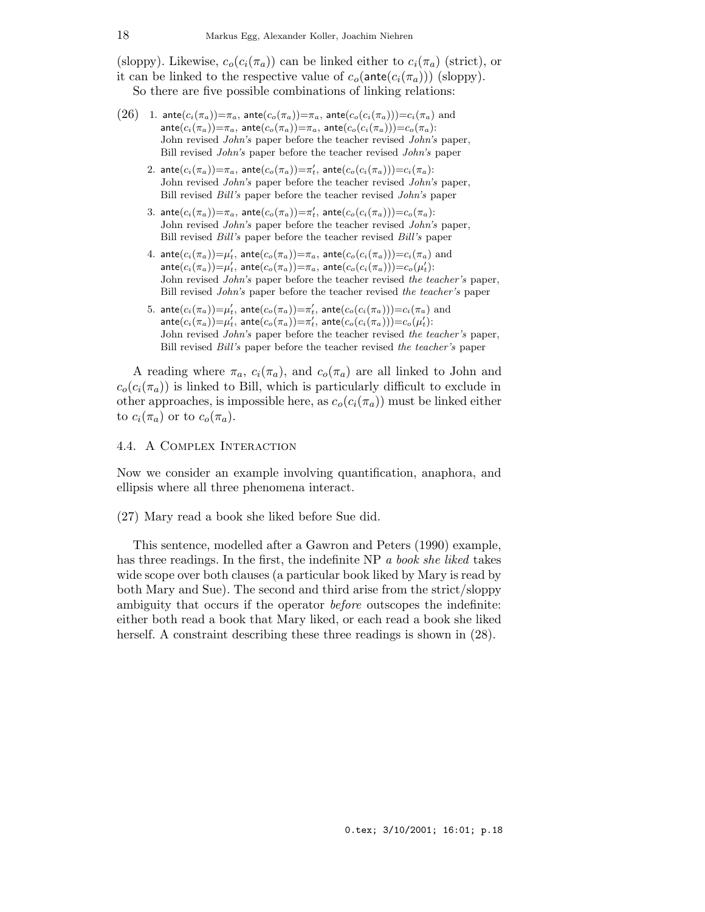(sloppy). Likewise, $c_o(c_i(\pi_a))$ can be linked either to $c_i(\pi_a)$ (strict), or it can be linked to the respective value of $c_o(\mathsf{ante}(c_i(\pi_a)))$ (sloppy).

So there are five possible combinations of linking relations:

(26)
1. $\mathsf{ante}(c_i(\pi_a))=\pi_a$, $\mathsf{ante}(c_o(\pi_a))=\pi_a$, $\mathsf{ante}(c_o(c_i(\pi_a)))=c_i(\pi_a)$ and $\mathsf{ante}(c_i(\pi_a))=\pi_a$, $\mathsf{ante}(c_o(\pi_a))=\pi_a$, $\mathsf{ante}(c_o(c_i(\pi_a)))=c_o(\pi_a)$:
   John revised *John's* paper before the teacher revised *John's* paper,
   Bill revised *John's* paper before the teacher revised *John's* paper
2. $\mathsf{ante}(c_i(\pi_a))=\pi_a$, $\mathsf{ante}(c_o(\pi_a))=\pi'_t$, $\mathsf{ante}(c_o(c_i(\pi_a)))=c_i(\pi_a)$:
   John revised *John's* paper before the teacher revised *John's* paper,
   Bill revised *Bill's* paper before the teacher revised *John's* paper
3. $\mathsf{ante}(c_i(\pi_a))=\pi_a$, $\mathsf{ante}(c_o(\pi_a))=\pi'_t$, $\mathsf{ante}(c_o(c_i(\pi_a)))=c_o(\pi_a)$:
   John revised *John's* paper before the teacher revised *John's* paper,
   Bill revised *Bill's* paper before the teacher revised *Bill's* paper
4. $\mathsf{ante}(c_i(\pi_a))=\mu'_t$, $\mathsf{ante}(c_o(\pi_a))=\pi_a$, $\mathsf{ante}(c_o(c_i(\pi_a)))=c_i(\pi_a)$ and $\mathsf{ante}(c_i(\pi_a))=\mu'_t$, $\mathsf{ante}(c_o(\pi_a))=\pi_a$, $\mathsf{ante}(c_o(c_i(\pi_a)))=c_o(\mu'_t)$:
   John revised *John's* paper before the teacher revised *the teacher's* paper,
   Bill revised *John's* paper before the teacher revised *the teacher's* paper
5. $\mathsf{ante}(c_i(\pi_a))=\mu'_t$, $\mathsf{ante}(c_o(\pi_a))=\pi'_t$, $\mathsf{ante}(c_o(c_i(\pi_a)))=c_i(\pi_a)$ and $\mathsf{ante}(c_i(\pi_a))=\mu'_t$, $\mathsf{ante}(c_o(\pi_a))=\pi'_t$, $\mathsf{ante}(c_o(c_i(\pi_a)))=c_o(\mu'_t)$:
   John revised *John's* paper before the teacher revised *the teacher's* paper,
   Bill revised *Bill's* paper before the teacher revised *the teacher's* paper

A reading where $\pi_a$, $c_i(\pi_a)$, and $c_o(\pi_a)$ are all linked to John and $c_o(c_i(\pi_a))$ is linked to Bill, which is particularly difficult to exclude in other approaches, is impossible here, as $c_o(c_i(\pi_a))$ must be linked either to $c_i(\pi_a)$ or to $c_o(\pi_a)$.

### 4.4. A Complex Interaction

Now we consider an example involving quantification, anaphora, and ellipsis where all three phenomena interact.

(27) Mary read a book she liked before Sue did.

This sentence, modelled after a Gawron and Peters (1990) example, has three readings. In the first, the indefinite NP *a book she liked* takes wide scope over both clauses (a particular book liked by Mary is read by both Mary and Sue). The second and third arise from the strict/sloppy ambiguity that occurs if the operator *before* outscopes the indefinite: either both read a book that Mary liked, or each read a book she liked herself. A constraint describing these three readings is shown in (28).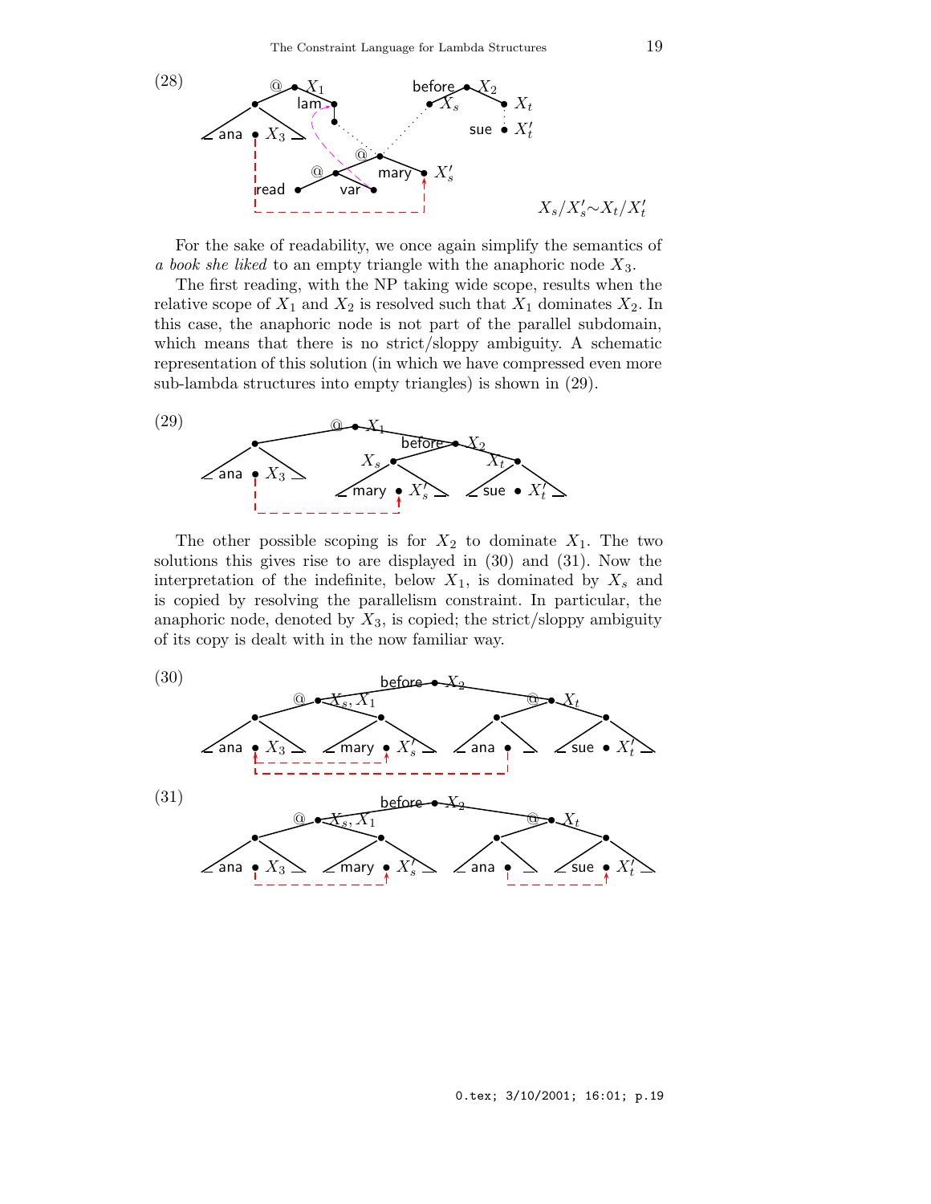(28)

$X_s/X'_s{\sim}X_t/X'_t$

For the sake of readability, we once again simplify the semantics of *a book she liked* to an empty triangle with the anaphoric node $X_3$.

The first reading, with the NP taking wide scope, results when the relative scope of $X_1$ and $X_2$ is resolved such that $X_1$ dominates $X_2$. In this case, the anaphoric node is not part of the parallel subdomain, which means that there is no strict/sloppy ambiguity. A schematic representation of this solution (in which we have compressed even more sub-lambda structures into empty triangles) is shown in (29).

(29)

The other possible scoping is for $X_2$ to dominate $X_1$. The two solutions this gives rise to are displayed in (30) and (31). Now the interpretation of the indefinite, below $X_1$, is dominated by $X_s$ and is copied by resolving the parallelism constraint. In particular, the anaphoric node, denoted by $X_3$, is copied; the strict/sloppy ambiguity of its copy is dealt with in the now familiar way.

(30)

(31)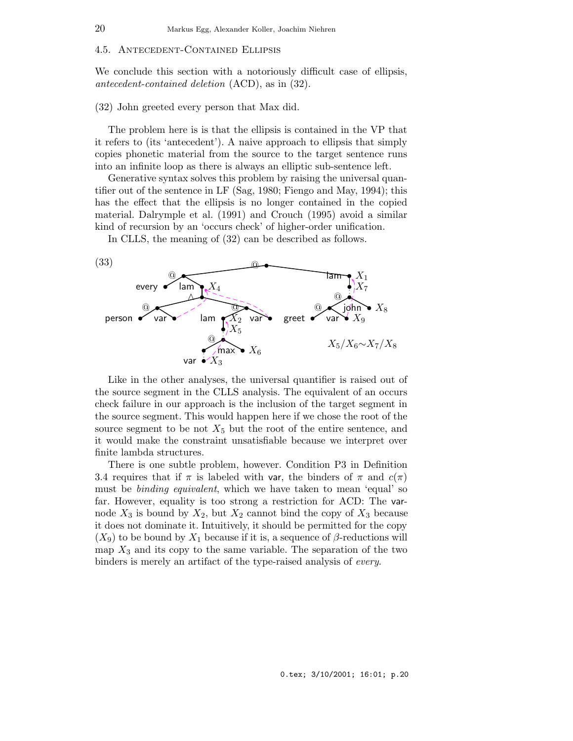### 4.5. Antecedent-Contained Ellipsis

We conclude this section with a notoriously difficult case of ellipsis, *antecedent-contained deletion* (ACD), as in (32).

(32) John greeted every person that Max did.

The problem here is is that the ellipsis is contained in the VP that it refers to (its 'antecedent'). A naive approach to ellipsis that simply copies phonetic material from the source to the target sentence runs into an infinite loop as there is always an elliptic sub-sentence left.

Generative syntax solves this problem by raising the universal quantifier out of the sentence in LF (Sag, 1980; Fiengo and May, 1994); this has the effect that the ellipsis is no longer contained in the copied material. Dalrymple et al. (1991) and Crouch (1995) avoid a similar kind of recursion by an 'occurs check' of higher-order unification.

In CLLS, the meaning of (32) can be described as follows.

(33) [Constraint diagram with nodes labeled @, every, lam $X_4$, person, var, lam $X_2$, $X_5$, @, max, $X_6$, var $X_3$, var, lam $X_1$, $X_7$, @, john, $X_8$, greet, var $X_9$]

$X_5/X_6{\sim}X_7/X_8$

Like in the other analyses, the universal quantifier is raised out of the source segment in the CLLS analysis. The equivalent of an occurs check failure in our approach is the inclusion of the target segment in the source segment. This would happen here if we chose the root of the source segment to be not $X_5$ but the root of the entire sentence, and it would make the constraint unsatisfiable because we interpret over finite lambda structures.

There is one subtle problem, however. Condition P3 in Definition 3.4 requires that if $\pi$ is labeled with var, the binders of $\pi$ and $c(\pi)$ must be *binding equivalent*, which we have taken to mean 'equal' so far. However, equality is too strong a restriction for ACD: The var-node $X_3$ is bound by $X_2$, but $X_2$ cannot bind the copy of $X_3$ because it does not dominate it. Intuitively, it should be permitted for the copy ($X_9$) to be bound by $X_1$ because if it is, a sequence of $\beta$-reductions will map $X_3$ and its copy to the same variable. The separation of the two binders is merely an artifact of the type-raised analysis of *every*.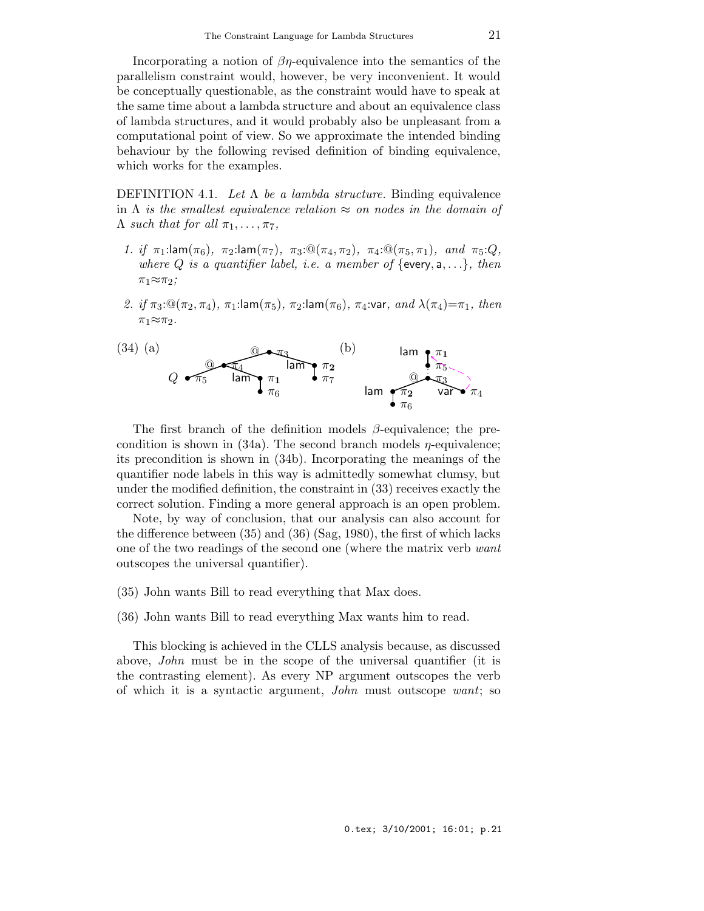Incorporating a notion of $\beta\eta$-equivalence into the semantics of the parallelism constraint would, however, be very inconvenient. It would be conceptually questionable, as the constraint would have to speak at the same time about a lambda structure and about an equivalence class of lambda structures, and it would probably also be unpleasant from a computational point of view. So we approximate the intended binding behaviour by the following revised definition of binding equivalence, which works for the examples.

DEFINITION 4.1. *Let $\Lambda$ be a lambda structure.* Binding equivalence *in $\Lambda$ is the smallest equivalence relation $\approx$ on nodes in the domain of $\Lambda$ such that for all $\pi_1, \ldots, \pi_7$,*

1. *if $\pi_1$:lam$(\pi_6)$, $\pi_2$:lam$(\pi_7)$, $\pi_3$:@$(\pi_4, \pi_2)$, $\pi_4$:@$(\pi_5, \pi_1)$, and $\pi_5$:$Q$, where $Q$ is a quantifier label, i.e. a member of* {every, a, ...}*, then $\pi_1 \approx \pi_2$;*
2. *if $\pi_3$:@$(\pi_2, \pi_4)$, $\pi_1$:lam$(\pi_5)$, $\pi_2$:lam$(\pi_6)$, $\pi_4$:var, and $\lambda(\pi_4) = \pi_1$, then $\pi_1 \approx \pi_2$.*

(34) (a) (b)

The first branch of the definition models $\beta$-equivalence; the precondition is shown in (34a). The second branch models $\eta$-equivalence; its precondition is shown in (34b). Incorporating the meanings of the quantifier node labels in this way is admittedly somewhat clumsy, but under the modified definition, the constraint in (33) receives exactly the correct solution. Finding a more general approach is an open problem.

Note, by way of conclusion, that our analysis can also account for the difference between (35) and (36) (Sag, 1980), the first of which lacks one of the two readings of the second one (where the matrix verb *want* outscopes the universal quantifier).

(35) John wants Bill to read everything that Max does.

(36) John wants Bill to read everything Max wants him to read.

This blocking is achieved in the CLLS analysis because, as discussed above, *John* must be in the scope of the universal quantifier (it is the contrasting element). As every NP argument outscopes the verb of which it is a syntactic argument, *John* must outscope *want*; so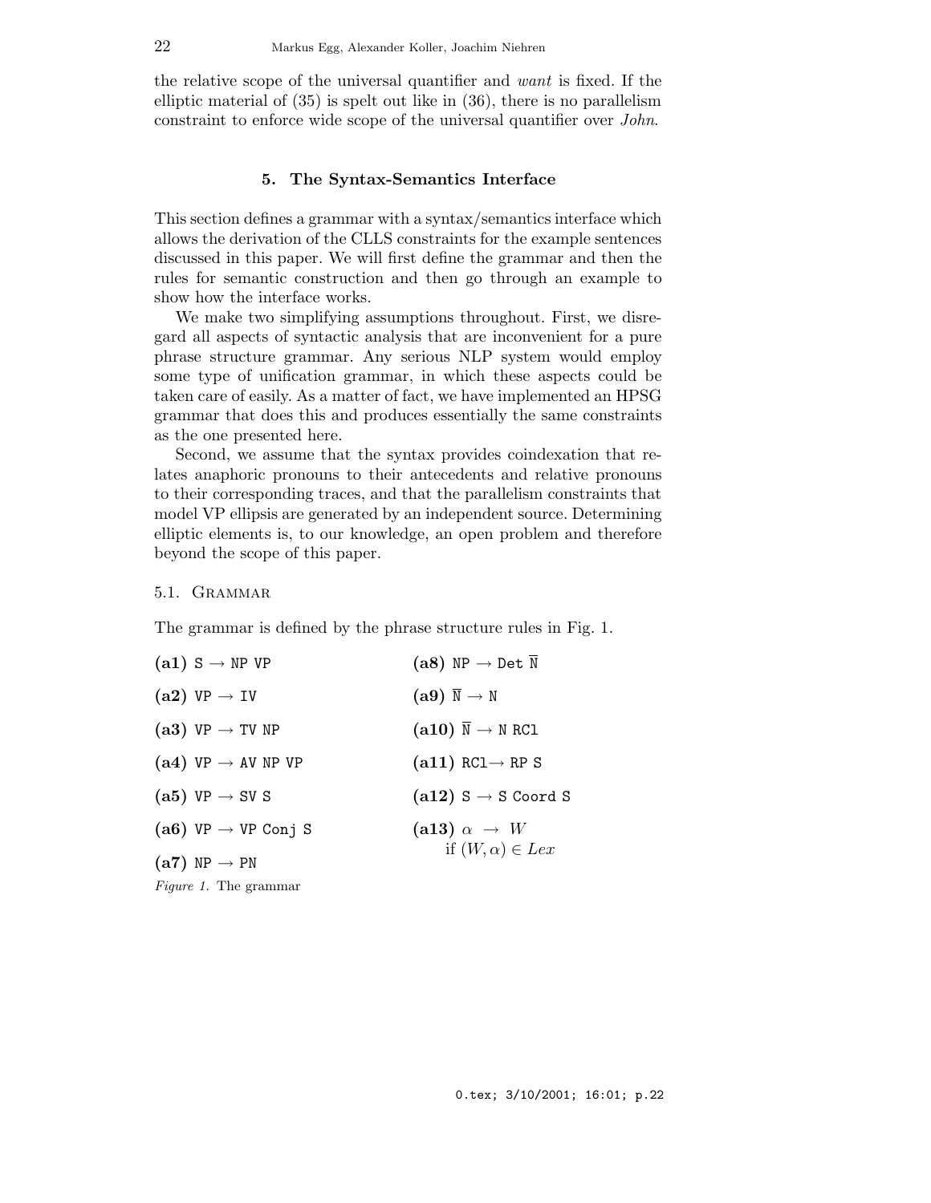the relative scope of the universal quantifier and *want* is fixed. If the elliptic material of (35) is spelt out like in (36), there is no parallelism constraint to enforce wide scope of the universal quantifier over *John*.

## 5. The Syntax-Semantics Interface

This section defines a grammar with a syntax/semantics interface which allows the derivation of the CLLS constraints for the example sentences discussed in this paper. We will first define the grammar and then the rules for semantic construction and then go through an example to show how the interface works.

We make two simplifying assumptions throughout. First, we disregard all aspects of syntactic analysis that are inconvenient for a pure phrase structure grammar. Any serious NLP system would employ some type of unification grammar, in which these aspects could be taken care of easily. As a matter of fact, we have implemented an HPSG grammar that does this and produces essentially the same constraints as the one presented here.

Second, we assume that the syntax provides coindexation that relates anaphoric pronouns to their antecedents and relative pronouns to their corresponding traces, and that the parallelism constraints that model VP ellipsis are generated by an independent source. Determining elliptic elements is, to our knowledge, an open problem and therefore beyond the scope of this paper.

### 5.1. Grammar

The grammar is defined by the phrase structure rules in Fig. 1.

**(a1)** `S` $\rightarrow$ `NP VP`

**(a2)** `VP` $\rightarrow$ `IV`

**(a3)** `VP` $\rightarrow$ `TV NP`

**(a4)** `VP` $\rightarrow$ `AV NP VP`

**(a5)** `VP` $\rightarrow$ `SV S`

**(a6)** `VP` $\rightarrow$ `VP Conj S`

**(a7)** `NP` $\rightarrow$ `PN`

**(a8)** `NP` $\rightarrow$ `Det` $\overline{\texttt{N}}$

**(a9)** $\overline{\texttt{N}}$ $\rightarrow$ `N`

**(a10)** $\overline{\texttt{N}}$ $\rightarrow$ `N RCl`

**(a11)** `RCl` $\rightarrow$ `RP S`

**(a12)** `S` $\rightarrow$ `S Coord S`

**(a13)** $\alpha \rightarrow W$ if $(W, \alpha) \in Lex$

*Figure 1.* The grammar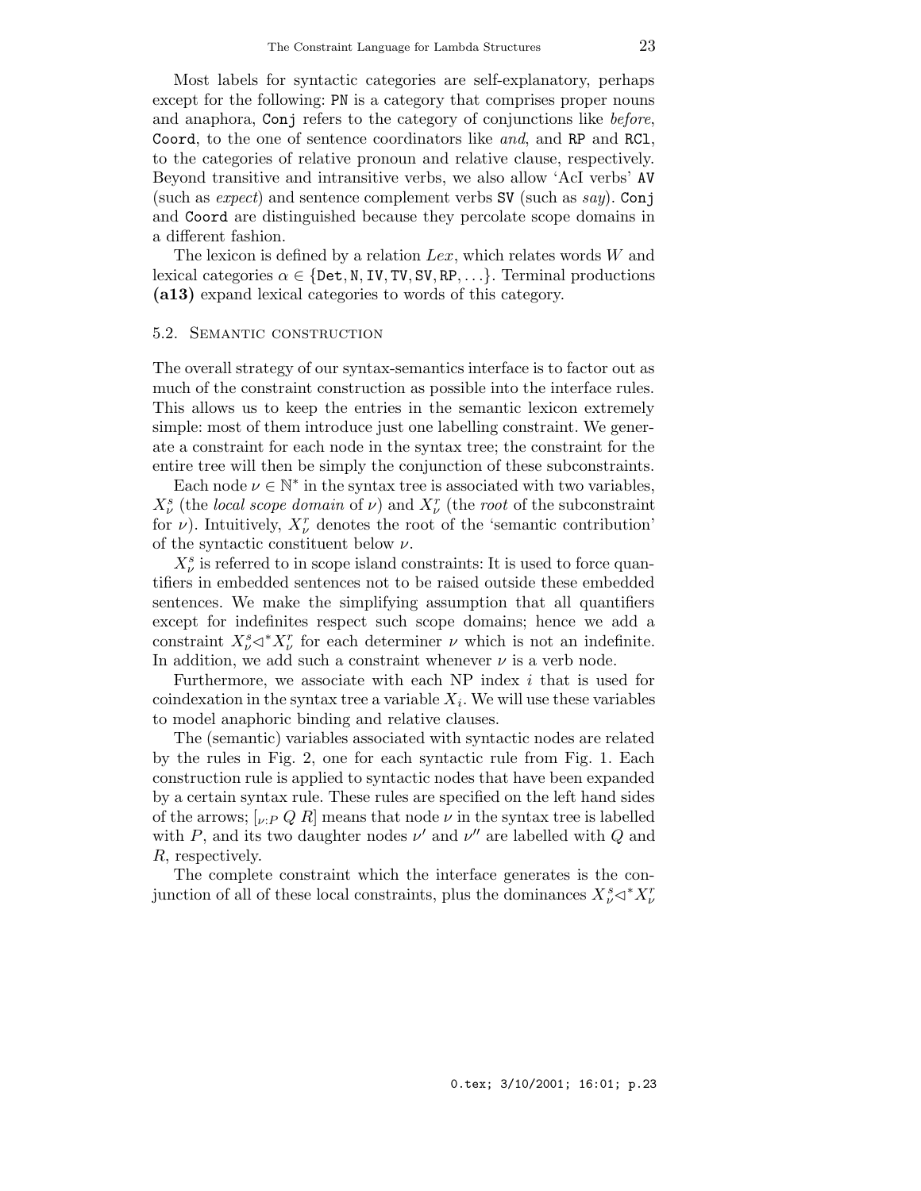Most labels for syntactic categories are self-explanatory, perhaps except for the following: `PN` is a category that comprises proper nouns and anaphora, `Conj` refers to the category of conjunctions like *before*, `Coord`, to the one of sentence coordinators like *and*, and `RP` and `RCl`, to the categories of relative pronoun and relative clause, respectively. Beyond transitive and intransitive verbs, we also allow 'AcI verbs' `AV` (such as *expect*) and sentence complement verbs `SV` (such as *say*). `Conj` and `Coord` are distinguished because they percolate scope domains in a different fashion.

The lexicon is defined by a relation $Lex$, which relates words $W$ and lexical categories $\alpha \in \{\texttt{Det}, \texttt{N}, \texttt{IV}, \texttt{TV}, \texttt{SV}, \texttt{RP}, \ldots\}$. Terminal productions **(a13)** expand lexical categories to words of this category.

### 5.2. Semantic construction

The overall strategy of our syntax-semantics interface is to factor out as much of the constraint construction as possible into the interface rules. This allows us to keep the entries in the semantic lexicon extremely simple: most of them introduce just one labelling constraint. We generate a constraint for each node in the syntax tree; the constraint for the entire tree will then be simply the conjunction of these subconstraints.

Each node $\nu \in \mathbb{N}^*$ in the syntax tree is associated with two variables, $X^s_\nu$ (the *local scope domain* of $\nu$) and $X^r_\nu$ (the *root* of the subconstraint for $\nu$). Intuitively, $X^r_\nu$ denotes the root of the 'semantic contribution' of the syntactic constituent below $\nu$.

$X^s_\nu$ is referred to in scope island constraints: It is used to force quantifiers in embedded sentences not to be raised outside these embedded sentences. We make the simplifying assumption that all quantifiers except for indefinites respect such scope domains; hence we add a constraint $X^s_\nu \triangleleft^* X^r_\nu$ for each determiner $\nu$ which is not an indefinite. In addition, we add such a constraint whenever $\nu$ is a verb node.

Furthermore, we associate with each NP index $i$ that is used for coindexation in the syntax tree a variable $X_i$. We will use these variables to model anaphoric binding and relative clauses.

The (semantic) variables associated with syntactic nodes are related by the rules in Fig. 2, one for each syntactic rule from Fig. 1. Each construction rule is applied to syntactic nodes that have been expanded by a certain syntax rule. These rules are specified on the left hand sides of the arrows; $[_{\nu:P}\ Q\ R]$ means that node $\nu$ in the syntax tree is labelled with $P$, and its two daughter nodes $\nu'$ and $\nu''$ are labelled with $Q$ and $R$, respectively.

The complete constraint which the interface generates is the conjunction of all of these local constraints, plus the dominances $X^s_\nu \triangleleft^* X^r_\nu$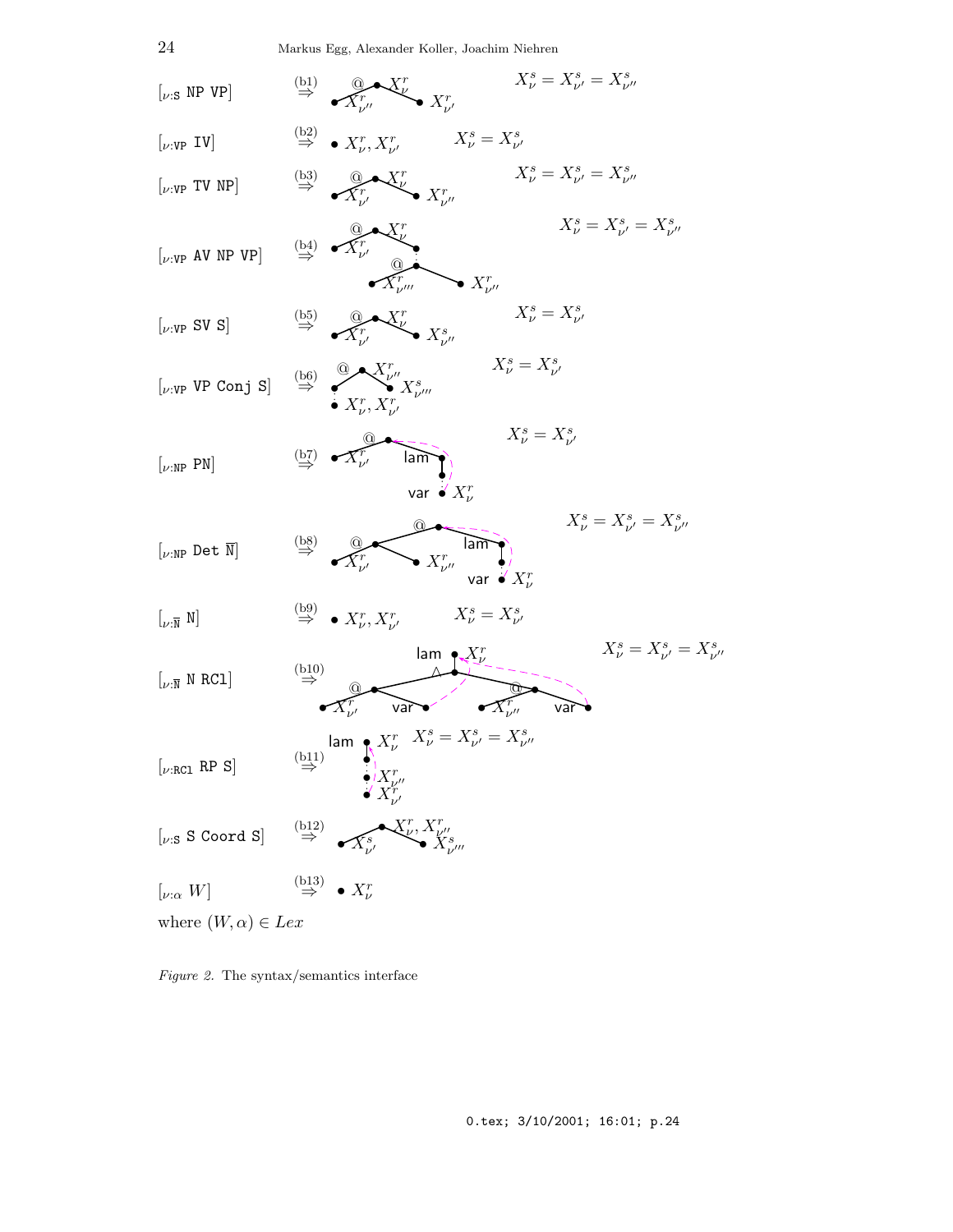$[_{\nu:\mathtt{S}}\ \mathtt{NP}\ \mathtt{VP}]$ $\overset{(b1)}{\Rightarrow}$ $X^s_\nu = X^s_{\nu'} = X^s_{\nu''}$

$[_{\nu:\mathtt{VP}}\ \mathtt{IV}]$ $\overset{(b2)}{\Rightarrow}$ $\bullet\ X^r_\nu, X^r_{\nu'}$ $\quad X^s_\nu = X^s_{\nu'}$

$[_{\nu:\mathtt{VP}}\ \mathtt{TV}\ \mathtt{NP}]$ $\overset{(b3)}{\Rightarrow}$ $X^s_\nu = X^s_{\nu'} = X^s_{\nu''}$

$[_{\nu:\mathtt{VP}}\ \mathtt{AV}\ \mathtt{NP}\ \mathtt{VP}]$ $\overset{(b4)}{\Rightarrow}$ $X^s_\nu = X^s_{\nu'} = X^s_{\nu''}$

$[_{\nu:\mathtt{VP}}\ \mathtt{SV}\ \mathtt{S}]$ $\overset{(b5)}{\Rightarrow}$ $X^s_\nu = X^s_{\nu'}$

$[_{\nu:\mathtt{VP}}\ \mathtt{VP}\ \mathtt{Conj}\ \mathtt{S}]$ $\overset{(b6)}{\Rightarrow}$ $X^s_\nu = X^s_{\nu'}$

$[_{\nu:\mathtt{NP}}\ \mathtt{PN}]$ $\overset{(b7)}{\Rightarrow}$ $X^s_\nu = X^s_{\nu'}$

$[_{\nu:\mathtt{NP}}\ \mathtt{Det}\ \overline{\mathtt{N}}]$ $\overset{(b8)}{\Rightarrow}$ $X^s_\nu = X^s_{\nu'} = X^s_{\nu''}$

$[_{\nu:\overline{\mathtt{N}}}\ \mathtt{N}]$ $\overset{(b9)}{\Rightarrow}$ $\bullet\ X^r_\nu, X^r_{\nu'}$ $\quad X^s_\nu = X^s_{\nu'}$

$[_{\nu:\overline{\mathtt{N}}}\ \mathtt{N}\ \mathtt{RCl}]$ $\overset{(b10)}{\Rightarrow}$ $X^s_\nu = X^s_{\nu'} = X^s_{\nu''}$

$[_{\nu:\mathtt{RCl}}\ \mathtt{RP}\ \mathtt{S}]$ $\overset{(b11)}{\Rightarrow}$ $X^s_\nu = X^s_{\nu'} = X^s_{\nu''}$

$[_{\nu:\mathtt{S}}\ \mathtt{S}\ \mathtt{Coord}\ \mathtt{S}]$ $\overset{(b12)}{\Rightarrow}$

$[_{\nu:\alpha}\ W]$ $\overset{(b13)}{\Rightarrow}$ $\bullet\ X^r_\nu$

where $(W, \alpha) \in Lex$

*Figure 2.* The syntax/semantics interface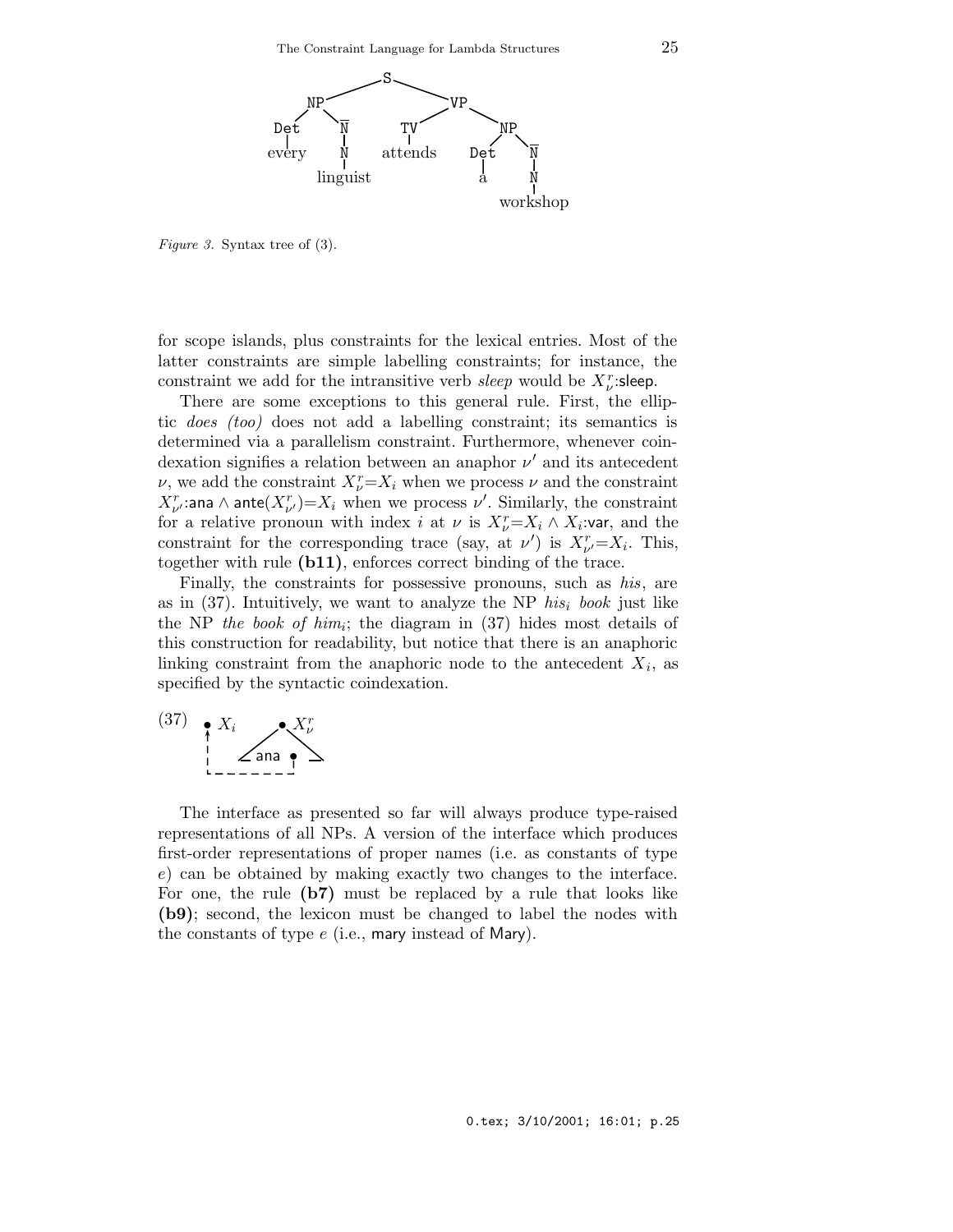Figure 3. Syntax tree of (3).

for scope islands, plus constraints for the lexical entries. Most of the latter constraints are simple labelling constraints; for instance, the constraint we add for the intransitive verb *sleep* would be $X^r_\nu$:sleep.

There are some exceptions to this general rule. First, the elliptic *does (too)* does not add a labelling constraint; its semantics is determined via a parallelism constraint. Furthermore, whenever coindexation signifies a relation between an anaphor $\nu'$ and its antecedent $\nu$, we add the constraint $X^r_\nu = X_i$ when we process $\nu$ and the constraint $X^r_{\nu'}$:ana $\wedge$ ante$(X^r_{\nu'}) = X_i$ when we process $\nu'$. Similarly, the constraint for a relative pronoun with index $i$ at $\nu$ is $X^r_\nu = X_i \wedge X_i$:var, and the constraint for the corresponding trace (say, at $\nu'$) is $X^r_{\nu'} = X_i$. This, together with rule **(b11)**, enforces correct binding of the trace.

Finally, the constraints for possessive pronouns, such as *his*, are as in (37). Intuitively, we want to analyze the NP *his*$_i$ *book* just like the NP *the book of him*$_i$; the diagram in (37) hides most details of this construction for readability, but notice that there is an anaphoric linking constraint from the anaphoric node to the antecedent $X_i$, as specified by the syntactic coindexation.

(37)

The interface as presented so far will always produce type-raised representations of all NPs. A version of the interface which produces first-order representations of proper names (i.e. as constants of type $e$) can be obtained by making exactly two changes to the interface. For one, the rule **(b7)** must be replaced by a rule that looks like **(b9)**; second, the lexicon must be changed to label the nodes with the constants of type $e$ (i.e., mary instead of Mary).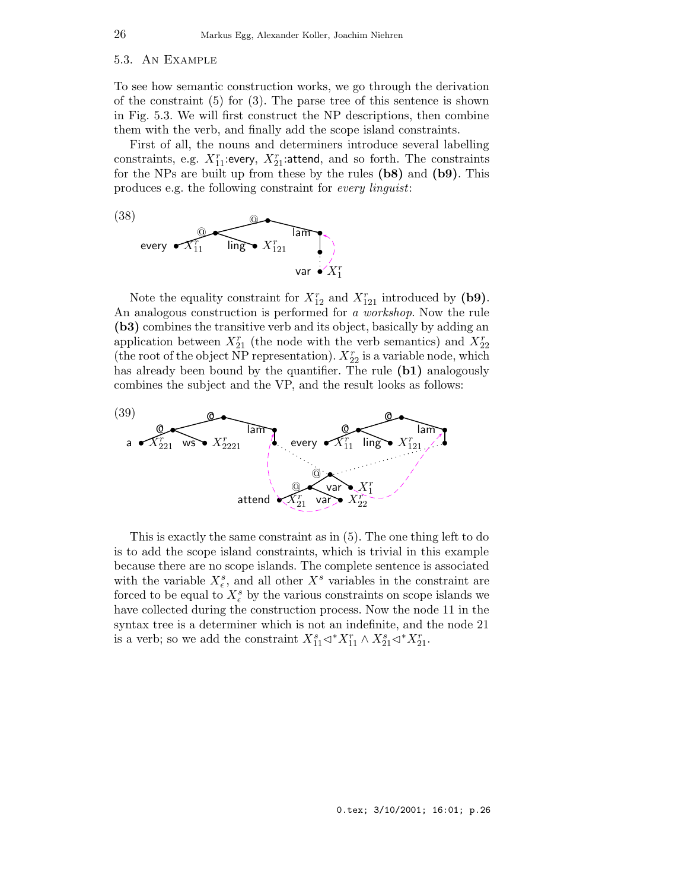### 5.3. An Example

To see how semantic construction works, we go through the derivation of the constraint (5) for (3). The parse tree of this sentence is shown in Fig. 5.3. We will first construct the NP descriptions, then combine them with the verb, and finally add the scope island constraints.

First of all, the nouns and determiners introduce several labelling constraints, e.g. $X^r_{11}$:every, $X^r_{21}$:attend, and so forth. The constraints for the NPs are built up from these by the rules **(b8)** and **(b9)**. This produces e.g. the following constraint for *every linguist*:

(38)

Note the equality constraint for $X^r_{12}$ and $X^r_{121}$ introduced by **(b9)**. An analogous construction is performed for *a workshop*. Now the rule **(b3)** combines the transitive verb and its object, basically by adding an application between $X^r_{21}$ (the node with the verb semantics) and $X^r_{22}$ (the root of the object NP representation). $X^r_{22}$ is a variable node, which has already been bound by the quantifier. The rule **(b1)** analogously combines the subject and the VP, and the result looks as follows:

(39)

This is exactly the same constraint as in (5). The one thing left to do is to add the scope island constraints, which is trivial in this example because there are no scope islands. The complete sentence is associated with the variable $X^s_\epsilon$, and all other $X^s$ variables in the constraint are forced to be equal to $X^s_\epsilon$ by the various constraints on scope islands we have collected during the construction process. Now the node 11 in the syntax tree is a determiner which is not an indefinite, and the node 21 is a verb; so we add the constraint $X^s_{11} \triangleleft^* X^r_{11} \wedge X^s_{21} \triangleleft^* X^r_{21}$.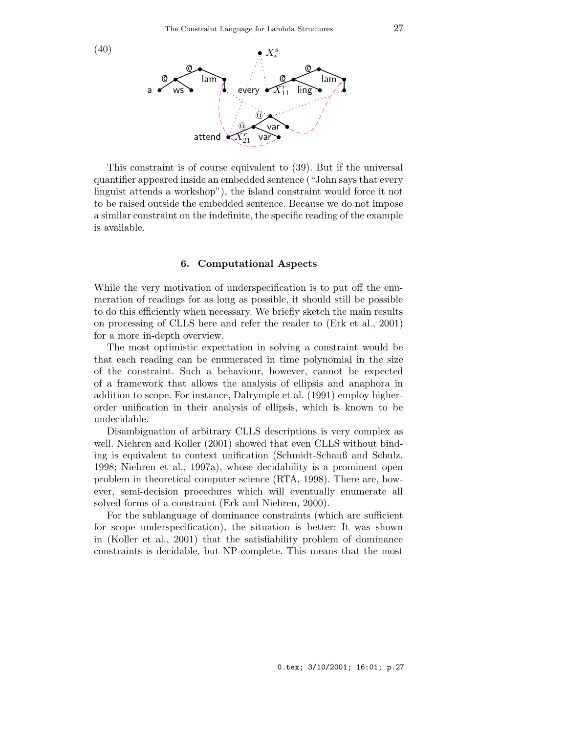(40)

This constraint is of course equivalent to (39). But if the universal quantifier appeared inside an embedded sentence ("John says that every linguist attends a workshop"), the island constraint would force it not to be raised outside the embedded sentence. Because we do not impose a similar constraint on the indefinite, the specific reading of the example is available.

## 6. Computational Aspects

While the very motivation of underspecification is to put off the enumeration of readings for as long as possible, it should still be possible to do this efficiently when necessary. We briefly sketch the main results on processing of CLLS here and refer the reader to (Erk et al., 2001) for a more in-depth overview.

The most optimistic expectation in solving a constraint would be that each reading can be enumerated in time polynomial in the size of the constraint. Such a behaviour, however, cannot be expected of a framework that allows the analysis of ellipsis and anaphora in addition to scope. For instance, Dalrymple et al. (1991) employ higher-order unification in their analysis of ellipsis, which is known to be undecidable.

Disambiguation of arbitrary CLLS descriptions is very complex as well. Niehren and Koller (2001) showed that even CLLS without binding is equivalent to context unification (Schmidt-Schauß and Schulz, 1998; Niehren et al., 1997a), whose decidability is a prominent open problem in theoretical computer science (RTA, 1998). There are, however, semi-decision procedures which will eventually enumerate all solved forms of a constraint (Erk and Niehren, 2000).

For the sublanguage of dominance constraints (which are sufficient for scope underspecification), the situation is better: It was shown in (Koller et al., 2001) that the satisfiability problem of dominance constraints is decidable, but NP-complete. This means that the most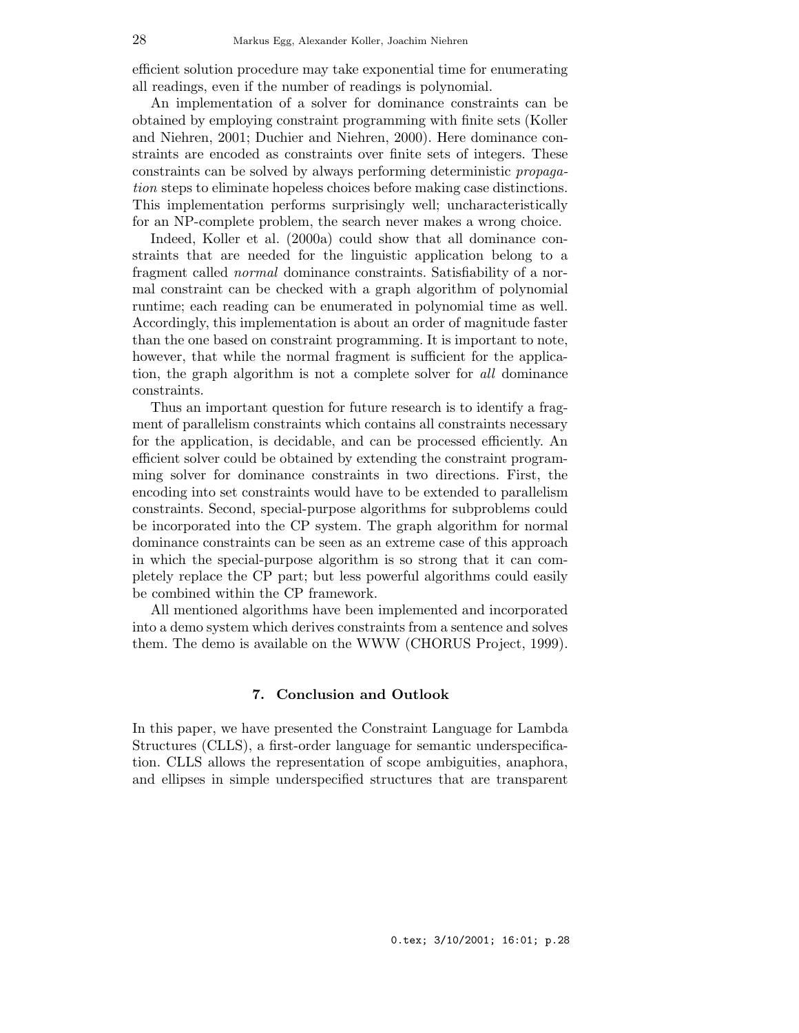efficient solution procedure may take exponential time for enumerating all readings, even if the number of readings is polynomial.

An implementation of a solver for dominance constraints can be obtained by employing constraint programming with finite sets (Koller and Niehren, 2001; Duchier and Niehren, 2000). Here dominance constraints are encoded as constraints over finite sets of integers. These constraints can be solved by always performing deterministic *propagation* steps to eliminate hopeless choices before making case distinctions. This implementation performs surprisingly well; uncharacteristically for an NP-complete problem, the search never makes a wrong choice.

Indeed, Koller et al. (2000a) could show that all dominance constraints that are needed for the linguistic application belong to a fragment called *normal* dominance constraints. Satisfiability of a normal constraint can be checked with a graph algorithm of polynomial runtime; each reading can be enumerated in polynomial time as well. Accordingly, this implementation is about an order of magnitude faster than the one based on constraint programming. It is important to note, however, that while the normal fragment is sufficient for the application, the graph algorithm is not a complete solver for *all* dominance constraints.

Thus an important question for future research is to identify a fragment of parallelism constraints which contains all constraints necessary for the application, is decidable, and can be processed efficiently. An efficient solver could be obtained by extending the constraint programming solver for dominance constraints in two directions. First, the encoding into set constraints would have to be extended to parallelism constraints. Second, special-purpose algorithms for subproblems could be incorporated into the CP system. The graph algorithm for normal dominance constraints can be seen as an extreme case of this approach in which the special-purpose algorithm is so strong that it can completely replace the CP part; but less powerful algorithms could easily be combined within the CP framework.

All mentioned algorithms have been implemented and incorporated into a demo system which derives constraints from a sentence and solves them. The demo is available on the WWW (CHORUS Project, 1999).

## 7. Conclusion and Outlook

In this paper, we have presented the Constraint Language for Lambda Structures (CLLS), a first-order language for semantic underspecification. CLLS allows the representation of scope ambiguities, anaphora, and ellipses in simple underspecified structures that are transparent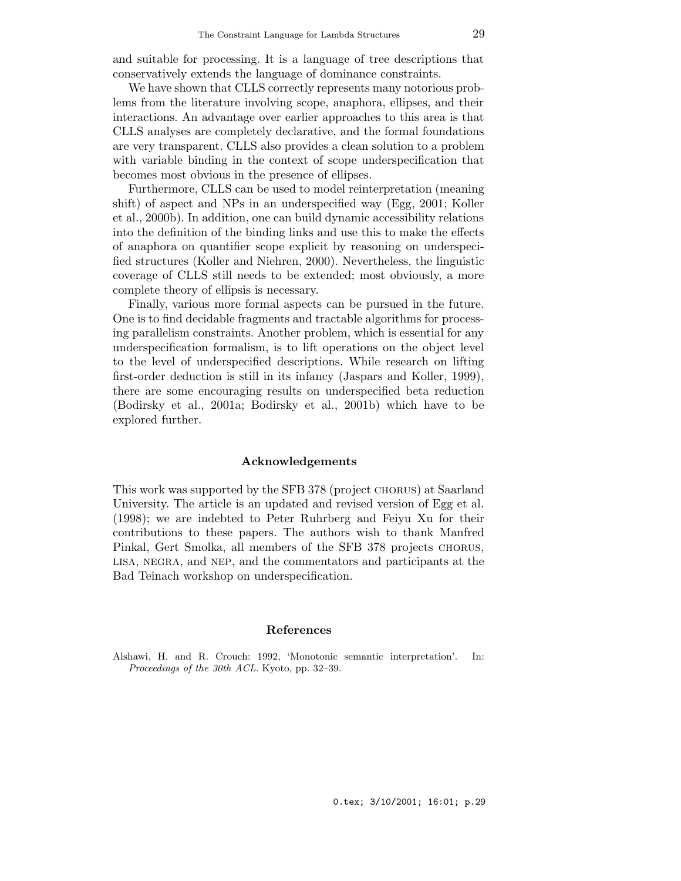and suitable for processing. It is a language of tree descriptions that conservatively extends the language of dominance constraints.

We have shown that CLLS correctly represents many notorious problems from the literature involving scope, anaphora, ellipses, and their interactions. An advantage over earlier approaches to this area is that CLLS analyses are completely declarative, and the formal foundations are very transparent. CLLS also provides a clean solution to a problem with variable binding in the context of scope underspecification that becomes most obvious in the presence of ellipses.

Furthermore, CLLS can be used to model reinterpretation (meaning shift) of aspect and NPs in an underspecified way (Egg, 2001; Koller et al., 2000b). In addition, one can build dynamic accessibility relations into the definition of the binding links and use this to make the effects of anaphora on quantifier scope explicit by reasoning on underspecified structures (Koller and Niehren, 2000). Nevertheless, the linguistic coverage of CLLS still needs to be extended; most obviously, a more complete theory of ellipsis is necessary.

Finally, various more formal aspects can be pursued in the future. One is to find decidable fragments and tractable algorithms for processing parallelism constraints. Another problem, which is essential for any underspecification formalism, is to lift operations on the object level to the level of underspecified descriptions. While research on lifting first-order deduction is still in its infancy (Jaspars and Koller, 1999), there are some encouraging results on underspecified beta reduction (Bodirsky et al., 2001a; Bodirsky et al., 2001b) which have to be explored further.

## Acknowledgements

This work was supported by the SFB 378 (project CHORUS) at Saarland University. The article is an updated and revised version of Egg et al. (1998); we are indebted to Peter Ruhrberg and Feiyu Xu for their contributions to these papers. The authors wish to thank Manfred Pinkal, Gert Smolka, all members of the SFB 378 projects CHORUS, LISA, NEGRA, and NEP, and the commentators and participants at the Bad Teinach workshop on underspecification.

## References

Alshawi, H. and R. Crouch: 1992, 'Monotonic semantic interpretation'. In: *Proceedings of the 30th ACL*. Kyoto, pp. 32–39.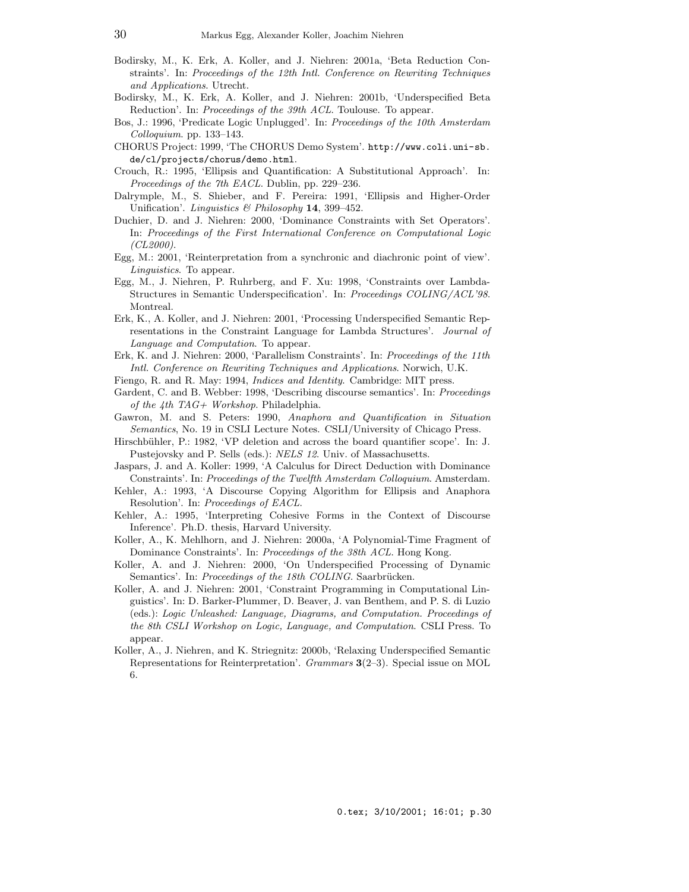Bodirsky, M., K. Erk, A. Koller, and J. Niehren: 2001a, 'Beta Reduction Constraints'. In: *Proceedings of the 12th Intl. Conference on Rewriting Techniques and Applications*. Utrecht.

Bodirsky, M., K. Erk, A. Koller, and J. Niehren: 2001b, 'Underspecified Beta Reduction'. In: *Proceedings of the 39th ACL*. Toulouse. To appear.

Bos, J.: 1996, 'Predicate Logic Unplugged'. In: *Proceedings of the 10th Amsterdam Colloquium*. pp. 133–143.

CHORUS Project: 1999, 'The CHORUS Demo System'. `http://www.coli.uni-sb.de/cl/projects/chorus/demo.html`.

Crouch, R.: 1995, 'Ellipsis and Quantification: A Substitutional Approach'. In: *Proceedings of the 7th EACL*. Dublin, pp. 229–236.

Dalrymple, M., S. Shieber, and F. Pereira: 1991, 'Ellipsis and Higher-Order Unification'. *Linguistics & Philosophy* **14**, 399–452.

Duchier, D. and J. Niehren: 2000, 'Dominance Constraints with Set Operators'. In: *Proceedings of the First International Conference on Computational Logic (CL2000)*.

Egg, M.: 2001, 'Reinterpretation from a synchronic and diachronic point of view'. *Linguistics*. To appear.

Egg, M., J. Niehren, P. Ruhrberg, and F. Xu: 1998, 'Constraints over Lambda-Structures in Semantic Underspecification'. In: *Proceedings COLING/ACL'98*. Montreal.

Erk, K., A. Koller, and J. Niehren: 2001, 'Processing Underspecified Semantic Representations in the Constraint Language for Lambda Structures'. *Journal of Language and Computation*. To appear.

Erk, K. and J. Niehren: 2000, 'Parallelism Constraints'. In: *Proceedings of the 11th Intl. Conference on Rewriting Techniques and Applications*. Norwich, U.K.

Fiengo, R. and R. May: 1994, *Indices and Identity*. Cambridge: MIT press.

Gardent, C. and B. Webber: 1998, 'Describing discourse semantics'. In: *Proceedings of the 4th TAG+ Workshop*. Philadelphia.

Gawron, M. and S. Peters: 1990, *Anaphora and Quantification in Situation Semantics*, No. 19 in CSLI Lecture Notes. CSLI/University of Chicago Press.

Hirschbühler, P.: 1982, 'VP deletion and across the board quantifier scope'. In: J. Pustejovsky and P. Sells (eds.): *NELS 12*. Univ. of Massachusetts.

Jaspars, J. and A. Koller: 1999, 'A Calculus for Direct Deduction with Dominance Constraints'. In: *Proceedings of the Twelfth Amsterdam Colloquium*. Amsterdam.

Kehler, A.: 1993, 'A Discourse Copying Algorithm for Ellipsis and Anaphora Resolution'. In: *Proceedings of EACL*.

Kehler, A.: 1995, 'Interpreting Cohesive Forms in the Context of Discourse Inference'. Ph.D. thesis, Harvard University.

Koller, A., K. Mehlhorn, and J. Niehren: 2000a, 'A Polynomial-Time Fragment of Dominance Constraints'. In: *Proceedings of the 38th ACL*. Hong Kong.

Koller, A. and J. Niehren: 2000, 'On Underspecified Processing of Dynamic Semantics'. In: *Proceedings of the 18th COLING*. Saarbrücken.

Koller, A. and J. Niehren: 2001, 'Constraint Programming in Computational Linguistics'. In: D. Barker-Plummer, D. Beaver, J. van Benthem, and P. S. di Luzio (eds.): *Logic Unleashed: Language, Diagrams, and Computation. Proceedings of the 8th CSLI Workshop on Logic, Language, and Computation*. CSLI Press. To appear.

Koller, A., J. Niehren, and K. Striegnitz: 2000b, 'Relaxing Underspecified Semantic Representations for Reinterpretation'. *Grammars* **3**(2–3). Special issue on MOL 6.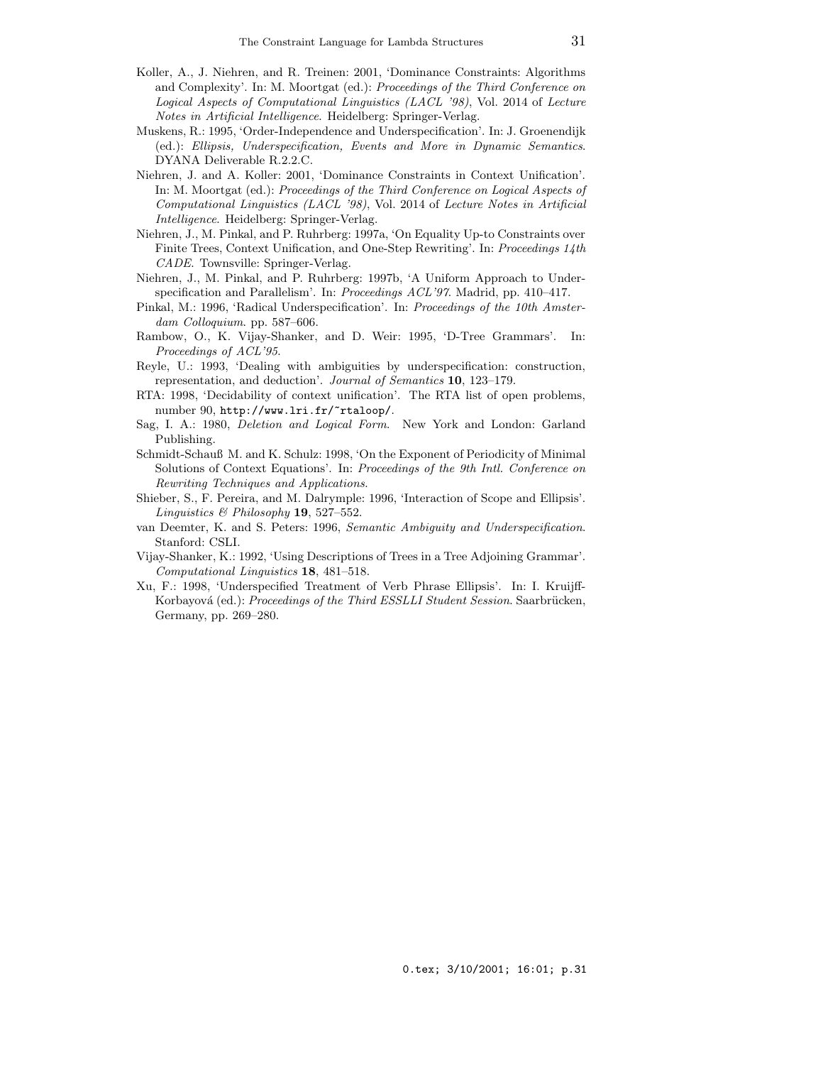Koller, A., J. Niehren, and R. Treinen: 2001, 'Dominance Constraints: Algorithms and Complexity'. In: M. Moortgat (ed.): *Proceedings of the Third Conference on Logical Aspects of Computational Linguistics (LACL '98)*, Vol. 2014 of *Lecture Notes in Artificial Intelligence*. Heidelberg: Springer-Verlag.

Muskens, R.: 1995, 'Order-Independence and Underspecification'. In: J. Groenendijk (ed.): *Ellipsis, Underspecification, Events and More in Dynamic Semantics*. DYANA Deliverable R.2.2.C.

Niehren, J. and A. Koller: 2001, 'Dominance Constraints in Context Unification'. In: M. Moortgat (ed.): *Proceedings of the Third Conference on Logical Aspects of Computational Linguistics (LACL '98)*, Vol. 2014 of *Lecture Notes in Artificial Intelligence*. Heidelberg: Springer-Verlag.

Niehren, J., M. Pinkal, and P. Ruhrberg: 1997a, 'On Equality Up-to Constraints over Finite Trees, Context Unification, and One-Step Rewriting'. In: *Proceedings 14th CADE*. Townsville: Springer-Verlag.

Niehren, J., M. Pinkal, and P. Ruhrberg: 1997b, 'A Uniform Approach to Underspecification and Parallelism'. In: *Proceedings ACL'97*. Madrid, pp. 410–417.

Pinkal, M.: 1996, 'Radical Underspecification'. In: *Proceedings of the 10th Amsterdam Colloquium*. pp. 587–606.

Rambow, O., K. Vijay-Shanker, and D. Weir: 1995, 'D-Tree Grammars'. In: *Proceedings of ACL'95*.

Reyle, U.: 1993, 'Dealing with ambiguities by underspecification: construction, representation, and deduction'. *Journal of Semantics* **10**, 123–179.

RTA: 1998, 'Decidability of context unification'. The RTA list of open problems, number 90, http://www.lri.fr/~rtaloop/.

Sag, I. A.: 1980, *Deletion and Logical Form*. New York and London: Garland Publishing.

Schmidt-Schauß M. and K. Schulz: 1998, 'On the Exponent of Periodicity of Minimal Solutions of Context Equations'. In: *Proceedings of the 9th Intl. Conference on Rewriting Techniques and Applications*.

Shieber, S., F. Pereira, and M. Dalrymple: 1996, 'Interaction of Scope and Ellipsis'. *Linguistics & Philosophy* **19**, 527–552.

van Deemter, K. and S. Peters: 1996, *Semantic Ambiguity and Underspecification*. Stanford: CSLI.

Vijay-Shanker, K.: 1992, 'Using Descriptions of Trees in a Tree Adjoining Grammar'. *Computational Linguistics* **18**, 481–518.

Xu, F.: 1998, 'Underspecified Treatment of Verb Phrase Ellipsis'. In: I. Kruijff-Korbayová (ed.): *Proceedings of the Third ESSLLI Student Session*. Saarbrücken, Germany, pp. 269–280.